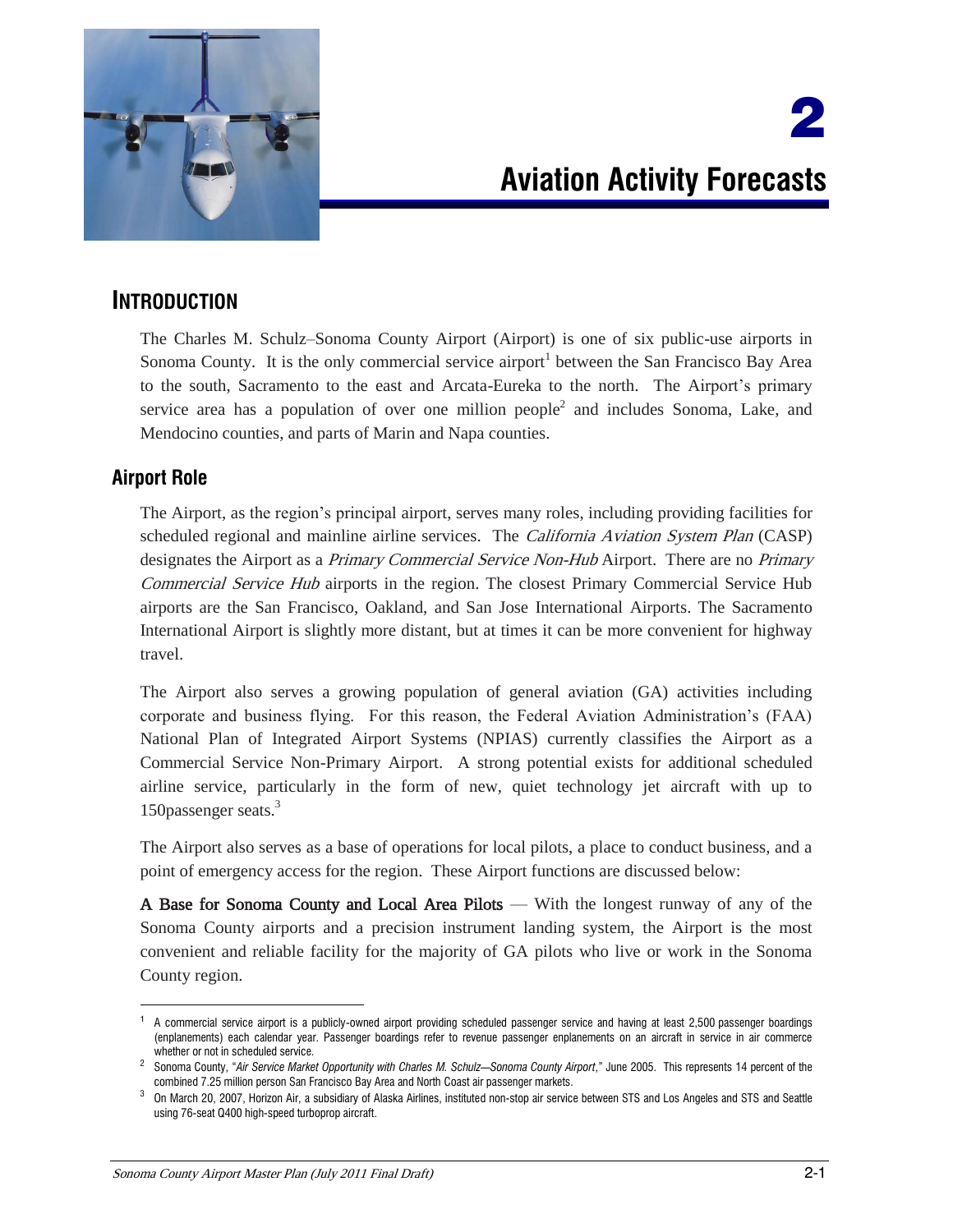# 2 Aviation Activity Forecasts

## INTRODUCTION

The Charles M. Schulz–Sonoma County Airport (Airport) is one of six public-use airports in Sonoma County. It is the only commercial service airport[1] between the San Francisco Bay Area to the south, Sacramento to the east and Arcata-Eureka to the north. The Airport's primary service area has a population of over one million people[2] and includes Sonoma, Lake, and Mendocino counties, and parts of Marin and Napa counties.

### Airport Role

The Airport, as the region's principal airport, serves many roles, including providing facilities for scheduled regional and mainline airline services. The *California Aviation System Plan* (CASP) designates the Airport as a *Primary Commercial Service Non-Hub* Airport. There are no *Primary Commercial Service Hub* airports in the region. The closest Primary Commercial Service Hub airports are the San Francisco, Oakland, and San Jose International Airports. The Sacramento International Airport is slightly more distant, but at times it can be more convenient for highway travel.

The Airport also serves a growing population of general aviation (GA) activities including corporate and business flying. For this reason, the Federal Aviation Administration's (FAA) National Plan of Integrated Airport Systems (NPIAS) currently classifies the Airport as a Commercial Service Non-Primary Airport. A strong potential exists for additional scheduled airline service, particularly in the form of new, quiet technology jet aircraft with up to 150passenger seats.[3]

The Airport also serves as a base of operations for local pilots, a place to conduct business, and a point of emergency access for the region. These Airport functions are discussed below:

**A Base for Sonoma County and Local Area Pilots** — With the longest runway of any of the Sonoma County airports and a precision instrument landing system, the Airport is the most convenient and reliable facility for the majority of GA pilots who live or work in the Sonoma County region.

---

[1] A commercial service airport is a publicly-owned airport providing scheduled passenger service and having at least 2,500 passenger boardings (enplanements) each calendar year. Passenger boardings refer to revenue passenger enplanements on an aircraft in service in air commerce whether or not in scheduled service.

[2] Sonoma County, "*Air Service Market Opportunity with Charles M. Schulz—Sonoma County Airport*," June 2005. This represents 14 percent of the combined 7.25 million person San Francisco Bay Area and North Coast air passenger markets.

[3] On March 20, 2007, Horizon Air, a subsidiary of Alaska Airlines, instituted non-stop air service between STS and Los Angeles and STS and Seattle using 76-seat Q400 high-speed turboprop aircraft.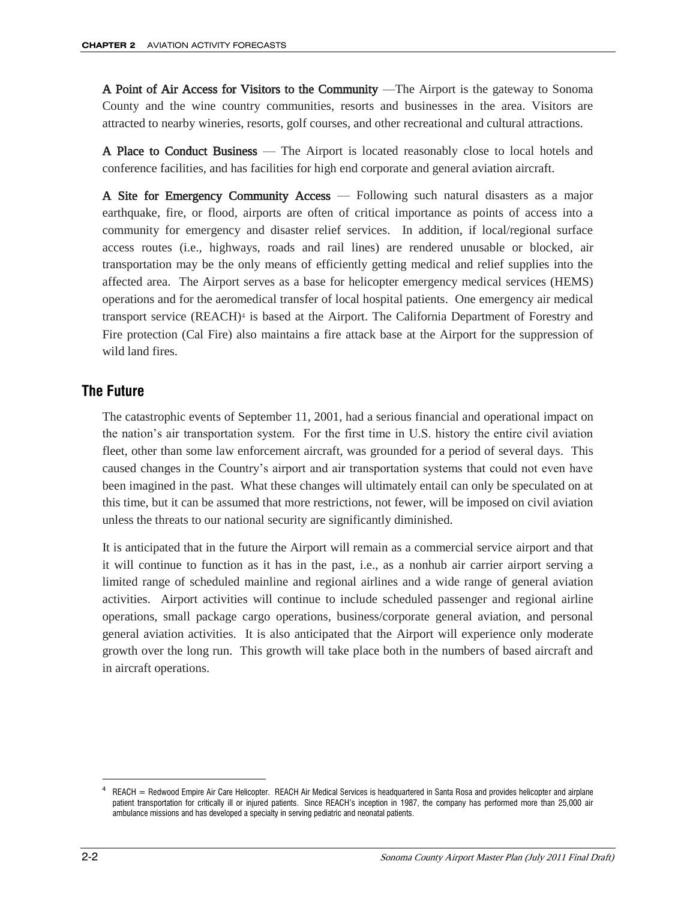**A Point of Air Access for Visitors to the Community** —The Airport is the gateway to Sonoma County and the wine country communities, resorts and businesses in the area. Visitors are attracted to nearby wineries, resorts, golf courses, and other recreational and cultural attractions.

**A Place to Conduct Business** — The Airport is located reasonably close to local hotels and conference facilities, and has facilities for high end corporate and general aviation aircraft.

**A Site for Emergency Community Access** — Following such natural disasters as a major earthquake, fire, or flood, airports are often of critical importance as points of access into a community for emergency and disaster relief services. In addition, if local/regional surface access routes (i.e., highways, roads and rail lines) are rendered unusable or blocked, air transportation may be the only means of efficiently getting medical and relief supplies into the affected area. The Airport serves as a base for helicopter emergency medical services (HEMS) operations and for the aeromedical transfer of local hospital patients. One emergency air medical transport service (REACH)[4] is based at the Airport. The California Department of Forestry and Fire protection (Cal Fire) also maintains a fire attack base at the Airport for the suppression of wild land fires.

## The Future

The catastrophic events of September 11, 2001, had a serious financial and operational impact on the nation's air transportation system. For the first time in U.S. history the entire civil aviation fleet, other than some law enforcement aircraft, was grounded for a period of several days. This caused changes in the Country's airport and air transportation systems that could not even have been imagined in the past. What these changes will ultimately entail can only be speculated on at this time, but it can be assumed that more restrictions, not fewer, will be imposed on civil aviation unless the threats to our national security are significantly diminished.

It is anticipated that in the future the Airport will remain as a commercial service airport and that it will continue to function as it has in the past, i.e., as a nonhub air carrier airport serving a limited range of scheduled mainline and regional airlines and a wide range of general aviation activities. Airport activities will continue to include scheduled passenger and regional airline operations, small package cargo operations, business/corporate general aviation, and personal general aviation activities. It is also anticipated that the Airport will experience only moderate growth over the long run. This growth will take place both in the numbers of based aircraft and in aircraft operations.

[4] REACH = Redwood Empire Air Care Helicopter. REACH Air Medical Services is headquartered in Santa Rosa and provides helicopter and airplane patient transportation for critically ill or injured patients. Since REACH's inception in 1987, the company has performed more than 25,000 air ambulance missions and has developed a specialty in serving pediatric and neonatal patients.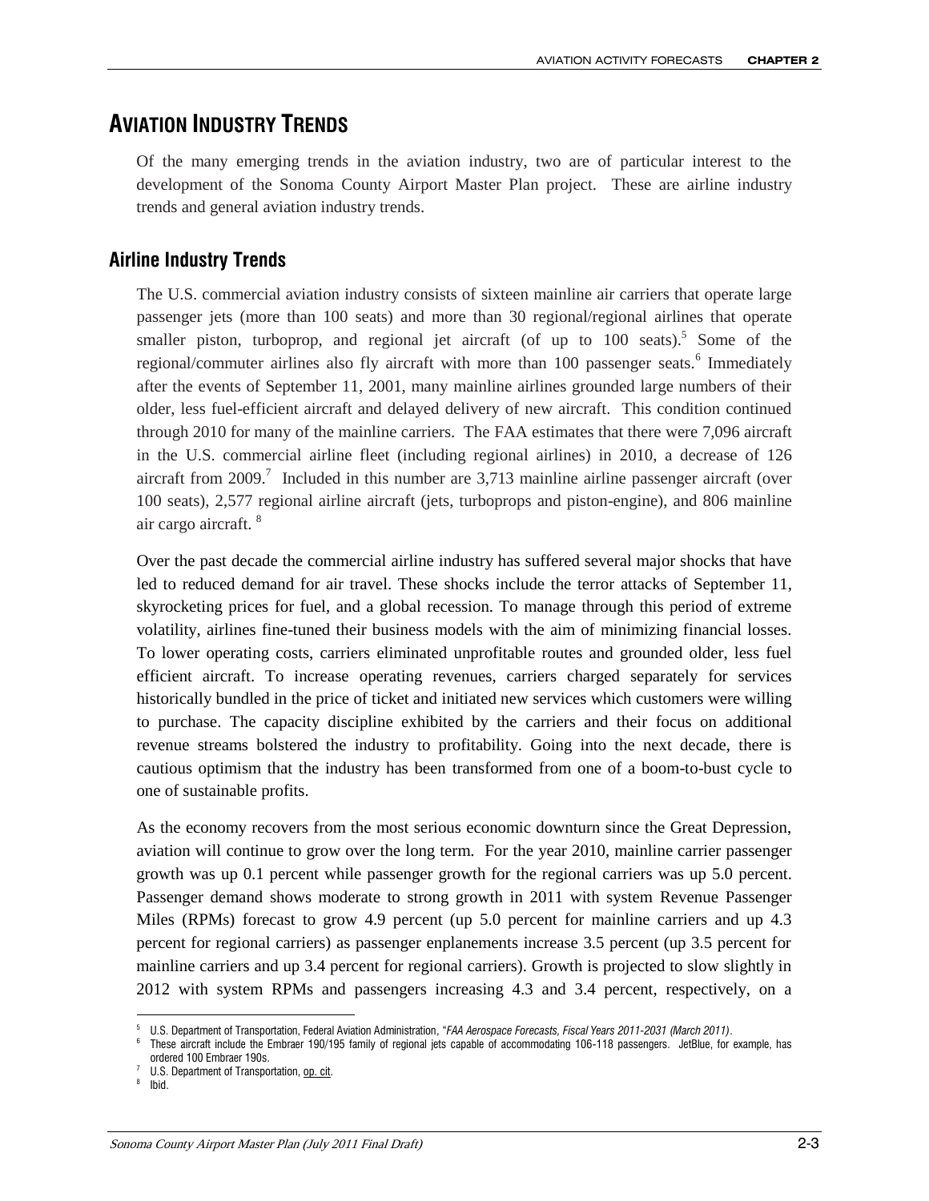## AVIATION INDUSTRY TRENDS

Of the many emerging trends in the aviation industry, two are of particular interest to the development of the Sonoma County Airport Master Plan project. These are airline industry trends and general aviation industry trends.

### Airline Industry Trends

The U.S. commercial aviation industry consists of sixteen mainline air carriers that operate large passenger jets (more than 100 seats) and more than 30 regional/regional airlines that operate smaller piston, turboprop, and regional jet aircraft (of up to 100 seats).[5] Some of the regional/commuter airlines also fly aircraft with more than 100 passenger seats.[6] Immediately after the events of September 11, 2001, many mainline airlines grounded large numbers of their older, less fuel-efficient aircraft and delayed delivery of new aircraft. This condition continued through 2010 for many of the mainline carriers. The FAA estimates that there were 7,096 aircraft in the U.S. commercial airline fleet (including regional airlines) in 2010, a decrease of 126 aircraft from 2009.[7] Included in this number are 3,713 mainline airline passenger aircraft (over 100 seats), 2,577 regional airline aircraft (jets, turboprops and piston-engine), and 806 mainline air cargo aircraft.[8]

Over the past decade the commercial airline industry has suffered several major shocks that have led to reduced demand for air travel. These shocks include the terror attacks of September 11, skyrocketing prices for fuel, and a global recession. To manage through this period of extreme volatility, airlines fine-tuned their business models with the aim of minimizing financial losses. To lower operating costs, carriers eliminated unprofitable routes and grounded older, less fuel efficient aircraft. To increase operating revenues, carriers charged separately for services historically bundled in the price of ticket and initiated new services which customers were willing to purchase. The capacity discipline exhibited by the carriers and their focus on additional revenue streams bolstered the industry to profitability. Going into the next decade, there is cautious optimism that the industry has been transformed from one of a boom-to-bust cycle to one of sustainable profits.

As the economy recovers from the most serious economic downturn since the Great Depression, aviation will continue to grow over the long term. For the year 2010, mainline carrier passenger growth was up 0.1 percent while passenger growth for the regional carriers was up 5.0 percent. Passenger demand shows moderate to strong growth in 2011 with system Revenue Passenger Miles (RPMs) forecast to grow 4.9 percent (up 5.0 percent for mainline carriers and up 4.3 percent for regional carriers) as passenger enplanements increase 3.5 percent (up 3.5 percent for mainline carriers and up 3.4 percent for regional carriers). Growth is projected to slow slightly in 2012 with system RPMs and passengers increasing 4.3 and 3.4 percent, respectively, on a

---

[5] U.S. Department of Transportation, Federal Aviation Administration, "*FAA Aerospace Forecasts, Fiscal Years 2011-2031 (March 2011)*.

[6] These aircraft include the Embraer 190/195 family of regional jets capable of accommodating 106-118 passengers. JetBlue, for example, has ordered 100 Embraer 190s.

[7] U.S. Department of Transportation, op. cit.

[8] Ibid.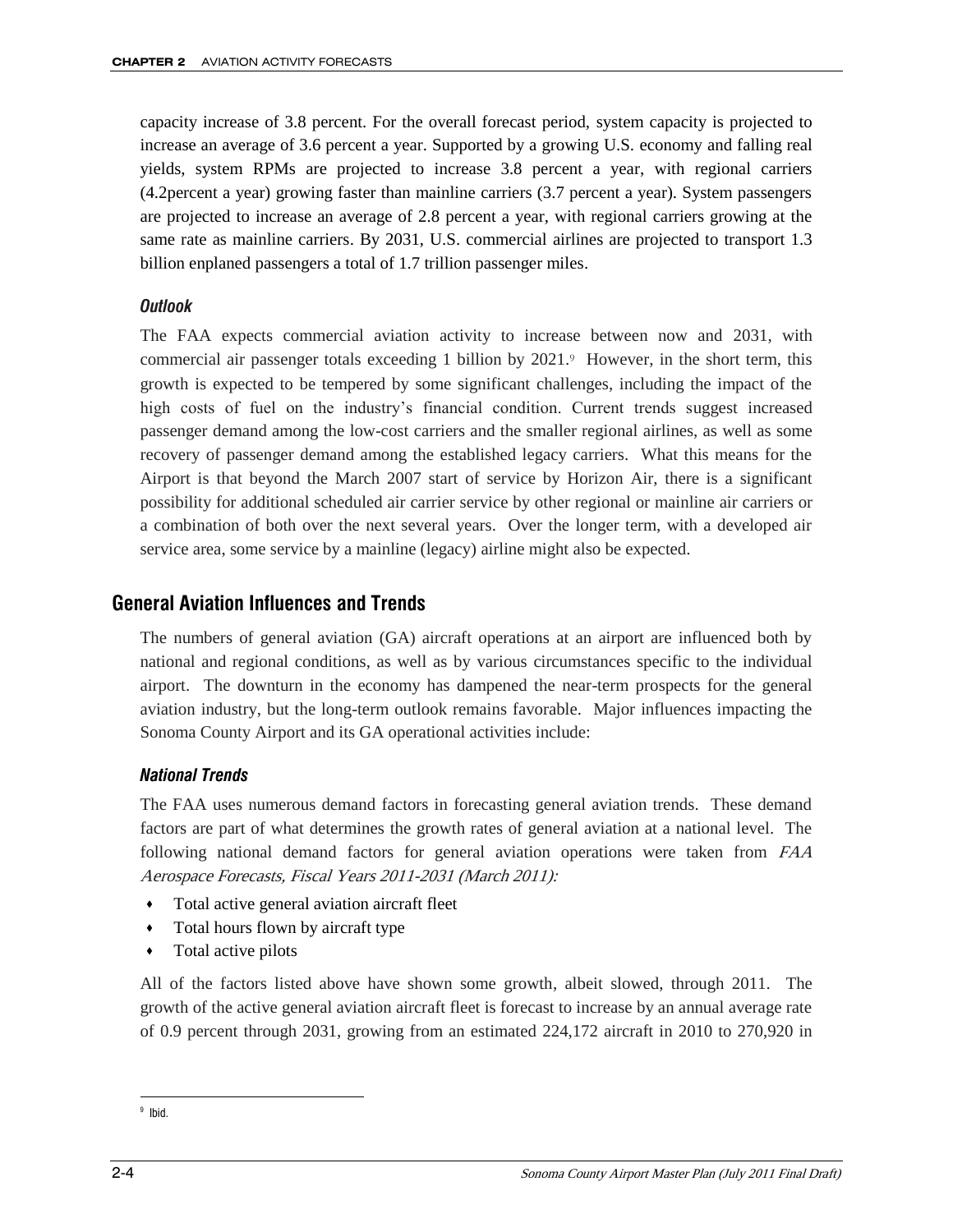capacity increase of 3.8 percent. For the overall forecast period, system capacity is projected to increase an average of 3.6 percent a year. Supported by a growing U.S. economy and falling real yields, system RPMs are projected to increase 3.8 percent a year, with regional carriers (4.2percent a year) growing faster than mainline carriers (3.7 percent a year). System passengers are projected to increase an average of 2.8 percent a year, with regional carriers growing at the same rate as mainline carriers. By 2031, U.S. commercial airlines are projected to transport 1.3 billion enplaned passengers a total of 1.7 trillion passenger miles.

### *Outlook*

The FAA expects commercial aviation activity to increase between now and 2031, with commercial air passenger totals exceeding 1 billion by 2021.[9] However, in the short term, this growth is expected to be tempered by some significant challenges, including the impact of the high costs of fuel on the industry's financial condition. Current trends suggest increased passenger demand among the low-cost carriers and the smaller regional airlines, as well as some recovery of passenger demand among the established legacy carriers. What this means for the Airport is that beyond the March 2007 start of service by Horizon Air, there is a significant possibility for additional scheduled air carrier service by other regional or mainline air carriers or a combination of both over the next several years. Over the longer term, with a developed air service area, some service by a mainline (legacy) airline might also be expected.

## General Aviation Influences and Trends

The numbers of general aviation (GA) aircraft operations at an airport are influenced both by national and regional conditions, as well as by various circumstances specific to the individual airport. The downturn in the economy has dampened the near-term prospects for the general aviation industry, but the long-term outlook remains favorable. Major influences impacting the Sonoma County Airport and its GA operational activities include:

### *National Trends*

The FAA uses numerous demand factors in forecasting general aviation trends. These demand factors are part of what determines the growth rates of general aviation at a national level. The following national demand factors for general aviation operations were taken from *FAA Aerospace Forecasts, Fiscal Years 2011-2031 (March 2011):*

- Total active general aviation aircraft fleet
- Total hours flown by aircraft type
- Total active pilots

All of the factors listed above have shown some growth, albeit slowed, through 2011. The growth of the active general aviation aircraft fleet is forecast to increase by an annual average rate of 0.9 percent through 2031, growing from an estimated 224,172 aircraft in 2010 to 270,920 in

[9] Ibid.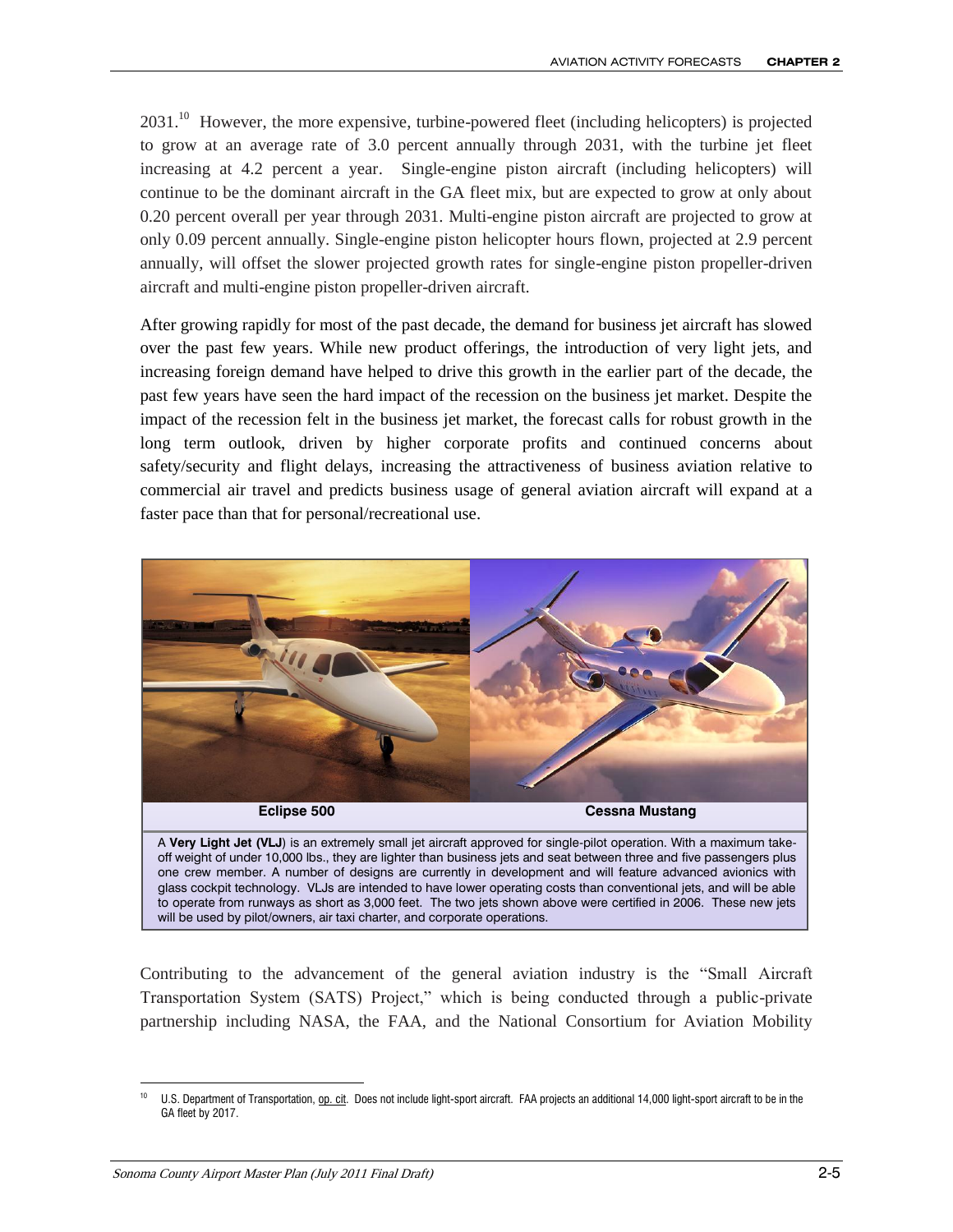2031.[10] However, the more expensive, turbine-powered fleet (including helicopters) is projected to grow at an average rate of 3.0 percent annually through 2031, with the turbine jet fleet increasing at 4.2 percent a year. Single-engine piston aircraft (including helicopters) will continue to be the dominant aircraft in the GA fleet mix, but are expected to grow at only about 0.20 percent overall per year through 2031. Multi-engine piston aircraft are projected to grow at only 0.09 percent annually. Single-engine piston helicopter hours flown, projected at 2.9 percent annually, will offset the slower projected growth rates for single-engine piston propeller-driven aircraft and multi-engine piston propeller-driven aircraft.

After growing rapidly for most of the past decade, the demand for business jet aircraft has slowed over the past few years. While new product offerings, the introduction of very light jets, and increasing foreign demand have helped to drive this growth in the earlier part of the decade, the past few years have seen the hard impact of the recession on the business jet market. Despite the impact of the recession felt in the business jet market, the forecast calls for robust growth in the long term outlook, driven by higher corporate profits and continued concerns about safety/security and flight delays, increasing the attractiveness of business aviation relative to commercial air travel and predicts business usage of general aviation aircraft will expand at a faster pace than that for personal/recreational use.

**Eclipse 500** | **Cessna Mustang**

A **Very Light Jet (VLJ**) is an extremely small jet aircraft approved for single-pilot operation. With a maximum take-off weight of under 10,000 lbs., they are lighter than business jets and seat between three and five passengers plus one crew member. A number of designs are currently in development and will feature advanced avionics with glass cockpit technology. VLJs are intended to have lower operating costs than conventional jets, and will be able to operate from runways as short as 3,000 feet. The two jets shown above were certified in 2006. These new jets will be used by pilot/owners, air taxi charter, and corporate operations.

Contributing to the advancement of the general aviation industry is the "Small Aircraft Transportation System (SATS) Project," which is being conducted through a public-private partnership including NASA, the FAA, and the National Consortium for Aviation Mobility

---

[10] U.S. Department of Transportation, op. cit. Does not include light-sport aircraft. FAA projects an additional 14,000 light-sport aircraft to be in the GA fleet by 2017.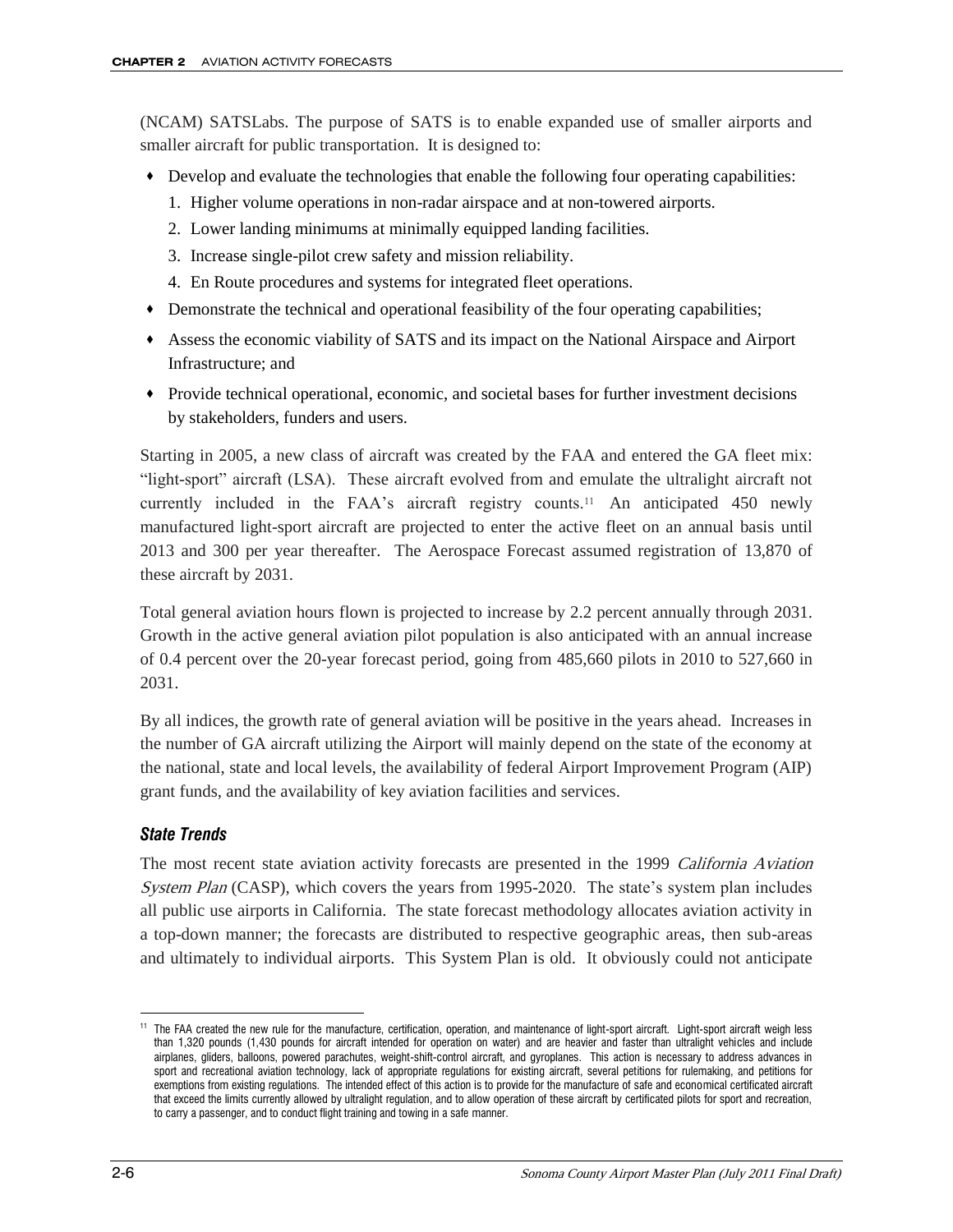(NCAM) SATSLabs. The purpose of SATS is to enable expanded use of smaller airports and smaller aircraft for public transportation. It is designed to:

- Develop and evaluate the technologies that enable the following four operating capabilities:
  1. Higher volume operations in non-radar airspace and at non-towered airports.
  2. Lower landing minimums at minimally equipped landing facilities.
  3. Increase single-pilot crew safety and mission reliability.
  4. En Route procedures and systems for integrated fleet operations.
- Demonstrate the technical and operational feasibility of the four operating capabilities;
- Assess the economic viability of SATS and its impact on the National Airspace and Airport Infrastructure; and
- Provide technical operational, economic, and societal bases for further investment decisions by stakeholders, funders and users.

Starting in 2005, a new class of aircraft was created by the FAA and entered the GA fleet mix: "light-sport" aircraft (LSA). These aircraft evolved from and emulate the ultralight aircraft not currently included in the FAA's aircraft registry counts.[11] An anticipated 450 newly manufactured light-sport aircraft are projected to enter the active fleet on an annual basis until 2013 and 300 per year thereafter. The Aerospace Forecast assumed registration of 13,870 of these aircraft by 2031.

Total general aviation hours flown is projected to increase by 2.2 percent annually through 2031. Growth in the active general aviation pilot population is also anticipated with an annual increase of 0.4 percent over the 20-year forecast period, going from 485,660 pilots in 2010 to 527,660 in 2031.

By all indices, the growth rate of general aviation will be positive in the years ahead. Increases in the number of GA aircraft utilizing the Airport will mainly depend on the state of the economy at the national, state and local levels, the availability of federal Airport Improvement Program (AIP) grant funds, and the availability of key aviation facilities and services.

### *State Trends*

The most recent state aviation activity forecasts are presented in the 1999 *California Aviation System Plan* (CASP), which covers the years from 1995-2020. The state's system plan includes all public use airports in California. The state forecast methodology allocates aviation activity in a top-down manner; the forecasts are distributed to respective geographic areas, then sub-areas and ultimately to individual airports. This System Plan is old. It obviously could not anticipate

---

[11] The FAA created the new rule for the manufacture, certification, operation, and maintenance of light-sport aircraft. Light-sport aircraft weigh less than 1,320 pounds (1,430 pounds for aircraft intended for operation on water) and are heavier and faster than ultralight vehicles and include airplanes, gliders, balloons, powered parachutes, weight-shift-control aircraft, and gyroplanes. This action is necessary to address advances in sport and recreational aviation technology, lack of appropriate regulations for existing aircraft, several petitions for rulemaking, and petitions for exemptions from existing regulations. The intended effect of this action is to provide for the manufacture of safe and economical certificated aircraft that exceed the limits currently allowed by ultralight regulation, and to allow operation of these aircraft by certificated pilots for sport and recreation, to carry a passenger, and to conduct flight training and towing in a safe manner.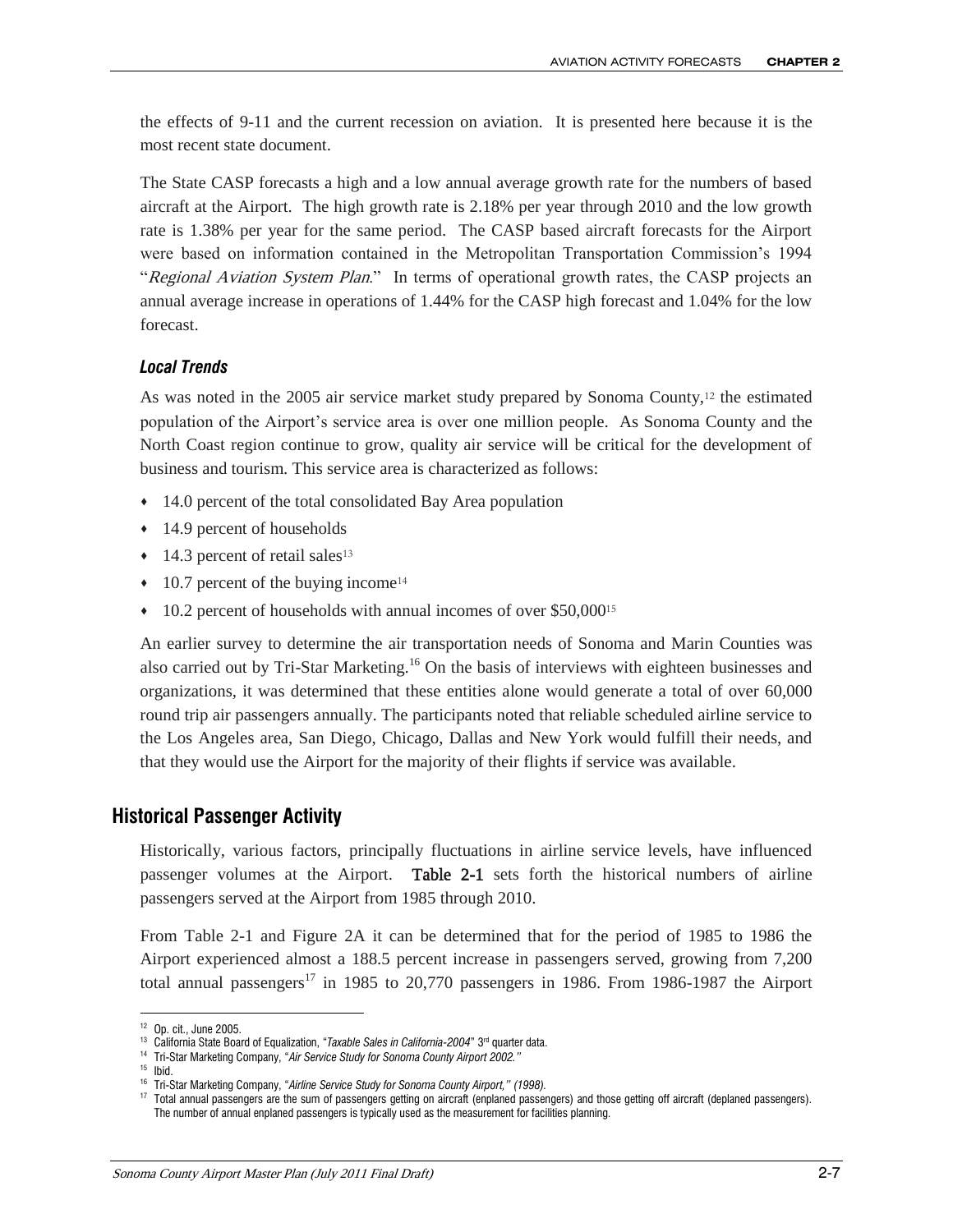the effects of 9-11 and the current recession on aviation. It is presented here because it is the most recent state document.

The State CASP forecasts a high and a low annual average growth rate for the numbers of based aircraft at the Airport. The high growth rate is 2.18% per year through 2010 and the low growth rate is 1.38% per year for the same period. The CASP based aircraft forecasts for the Airport were based on information contained in the Metropolitan Transportation Commission's 1994 "*Regional Aviation System Plan*." In terms of operational growth rates, the CASP projects an annual average increase in operations of 1.44% for the CASP high forecast and 1.04% for the low forecast.

### *Local Trends*

As was noted in the 2005 air service market study prepared by Sonoma County,[12] the estimated population of the Airport's service area is over one million people. As Sonoma County and the North Coast region continue to grow, quality air service will be critical for the development of business and tourism. This service area is characterized as follows:

- 14.0 percent of the total consolidated Bay Area population
- 14.9 percent of households
- 14.3 percent of retail sales[13]
- 10.7 percent of the buying income[14]
- 10.2 percent of households with annual incomes of over $50,000[15]

An earlier survey to determine the air transportation needs of Sonoma and Marin Counties was also carried out by Tri-Star Marketing.[16] On the basis of interviews with eighteen businesses and organizations, it was determined that these entities alone would generate a total of over 60,000 round trip air passengers annually. The participants noted that reliable scheduled airline service to the Los Angeles area, San Diego, Chicago, Dallas and New York would fulfill their needs, and that they would use the Airport for the majority of their flights if service was available.

## Historical Passenger Activity

Historically, various factors, principally fluctuations in airline service levels, have influenced passenger volumes at the Airport. **Table 2-1** sets forth the historical numbers of airline passengers served at the Airport from 1985 through 2010.

From Table 2-1 and Figure 2A it can be determined that for the period of 1985 to 1986 the Airport experienced almost a 188.5 percent increase in passengers served, growing from 7,200 total annual passengers[17] in 1985 to 20,770 passengers in 1986. From 1986-1987 the Airport

---

[12] Op. cit., June 2005.

[13] California State Board of Equalization, "*Taxable Sales in California-2004*" 3rd quarter data.

[14] Tri-Star Marketing Company, "*Air Service Study for Sonoma County Airport 2002.*"

[15] Ibid.

[16] Tri-Star Marketing Company, "*Airline Service Study for Sonoma County Airport," (1998).*

[17] Total annual passengers are the sum of passengers getting on aircraft (enplaned passengers) and those getting off aircraft (deplaned passengers). The number of annual enplaned passengers is typically used as the measurement for facilities planning.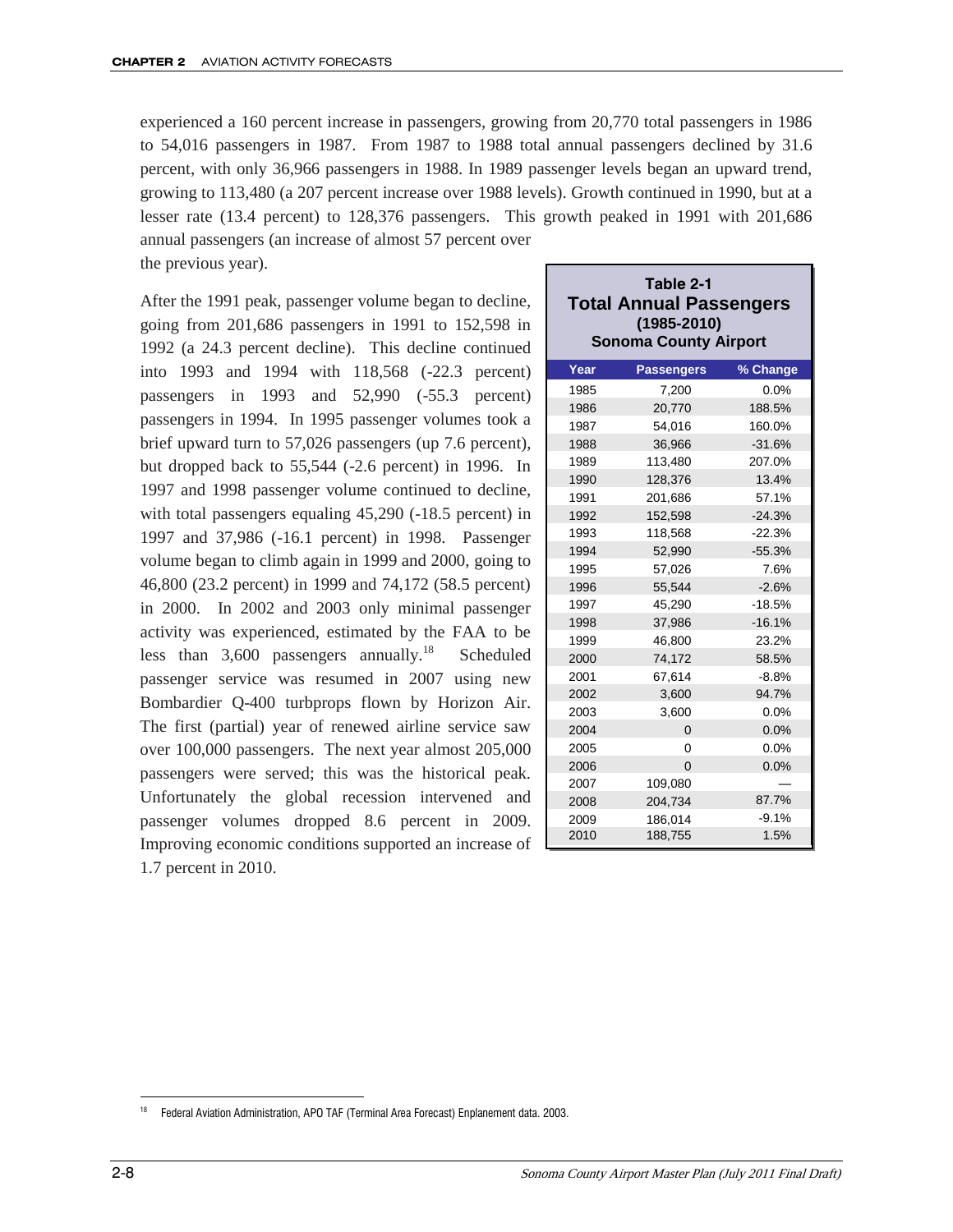experienced a 160 percent increase in passengers, growing from 20,770 total passengers in 1986 to 54,016 passengers in 1987. From 1987 to 1988 total annual passengers declined by 31.6 percent, with only 36,966 passengers in 1988. In 1989 passenger levels began an upward trend, growing to 113,480 (a 207 percent increase over 1988 levels). Growth continued in 1990, but at a lesser rate (13.4 percent) to 128,376 passengers. This growth peaked in 1991 with 201,686 annual passengers (an increase of almost 57 percent over the previous year).

After the 1991 peak, passenger volume began to decline, going from 201,686 passengers in 1991 to 152,598 in 1992 (a 24.3 percent decline). This decline continued into 1993 and 1994 with 118,568 (-22.3 percent) passengers in 1993 and 52,990 (-55.3 percent) passengers in 1994. In 1995 passenger volumes took a brief upward turn to 57,026 passengers (up 7.6 percent), but dropped back to 55,544 (-2.6 percent) in 1996. In 1997 and 1998 passenger volume continued to decline, with total passengers equaling 45,290 (-18.5 percent) in 1997 and 37,986 (-16.1 percent) in 1998. Passenger volume began to climb again in 1999 and 2000, going to 46,800 (23.2 percent) in 1999 and 74,172 (58.5 percent) in 2000. In 2002 and 2003 only minimal passenger activity was experienced, estimated by the FAA to be less than 3,600 passengers annually.[18] Scheduled passenger service was resumed in 2007 using new Bombardier Q-400 turbprops flown by Horizon Air. The first (partial) year of renewed airline service saw over 100,000 passengers. The next year almost 205,000 passengers were served; this was the historical peak. Unfortunately the global recession intervened and passenger volumes dropped 8.6 percent in 2009. Improving economic conditions supported an increase of 1.7 percent in 2010.

**Table 2-1**
**Total Annual Passengers**
**(1985-2010)**
**Sonoma County Airport**

| Year | Passengers | % Change |
|---|---|---|
| 1985 | 7,200 | 0.0% |
| 1986 | 20,770 | 188.5% |
| 1987 | 54,016 | 160.0% |
| 1988 | 36,966 | -31.6% |
| 1989 | 113,480 | 207.0% |
| 1990 | 128,376 | 13.4% |
| 1991 | 201,686 | 57.1% |
| 1992 | 152,598 | -24.3% |
| 1993 | 118,568 | -22.3% |
| 1994 | 52,990 | -55.3% |
| 1995 | 57,026 | 7.6% |
| 1996 | 55,544 | -2.6% |
| 1997 | 45,290 | -18.5% |
| 1998 | 37,986 | -16.1% |
| 1999 | 46,800 | 23.2% |
| 2000 | 74,172 | 58.5% |
| 2001 | 67,614 | -8.8% |
| 2002 | 3,600 | 94.7% |
| 2003 | 3,600 | 0.0% |
| 2004 | 0 | 0.0% |
| 2005 | 0 | 0.0% |
| 2006 | 0 | 0.0% |
| 2007 | 109,080 | — |
| 2008 | 204,734 | 87.7% |
| 2009 | 186,014 | -9.1% |
| 2010 | 188,755 | 1.5% |

[18] Federal Aviation Administration, APO TAF (Terminal Area Forecast) Enplanement data. 2003.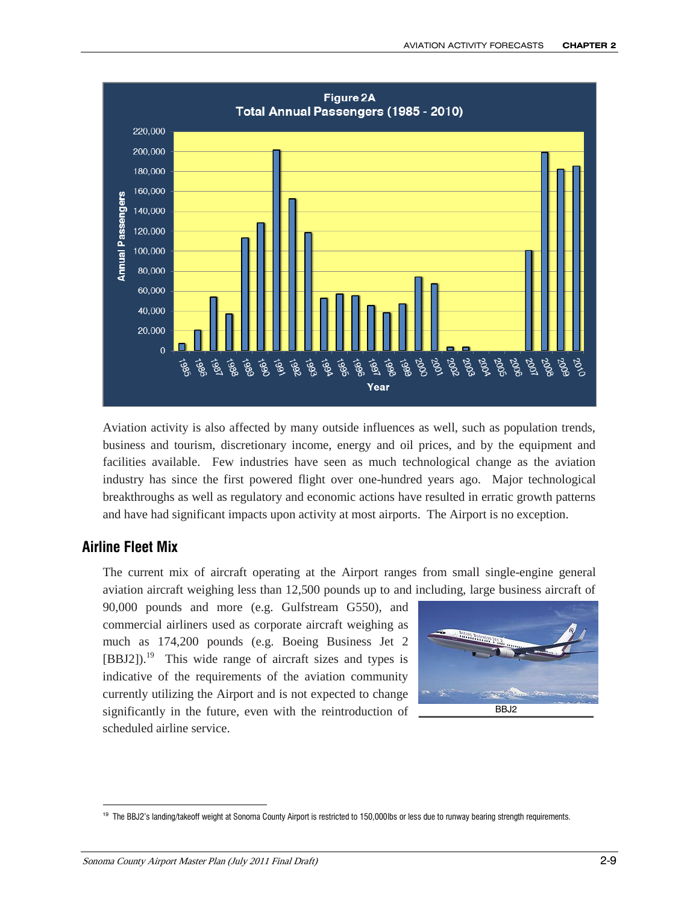**Figure 2A**
**Total Annual Passengers (1985 - 2010)**

Aviation activity is also affected by many outside influences as well, such as population trends, business and tourism, discretionary income, energy and oil prices, and by the equipment and facilities available. Few industries have seen as much technological change as the aviation industry has since the first powered flight over one-hundred years ago. Major technological breakthroughs as well as regulatory and economic actions have resulted in erratic growth patterns and have had significant impacts upon activity at most airports. The Airport is no exception.

## Airline Fleet Mix

The current mix of aircraft operating at the Airport ranges from small single-engine general aviation aircraft weighing less than 12,500 pounds up to and including, large business aircraft of 90,000 pounds and more (e.g. Gulfstream G550), and commercial airliners used as corporate aircraft weighing as much as 174,200 pounds (e.g. Boeing Business Jet 2 [BBJ2]).[19] This wide range of aircraft sizes and types is indicative of the requirements of the aviation community currently utilizing the Airport and is not expected to change significantly in the future, even with the reintroduction of scheduled airline service.

BBJ2

[19] The BBJ2's landing/takeoff weight at Sonoma County Airport is restricted to 150,000lbs or less due to runway bearing strength requirements.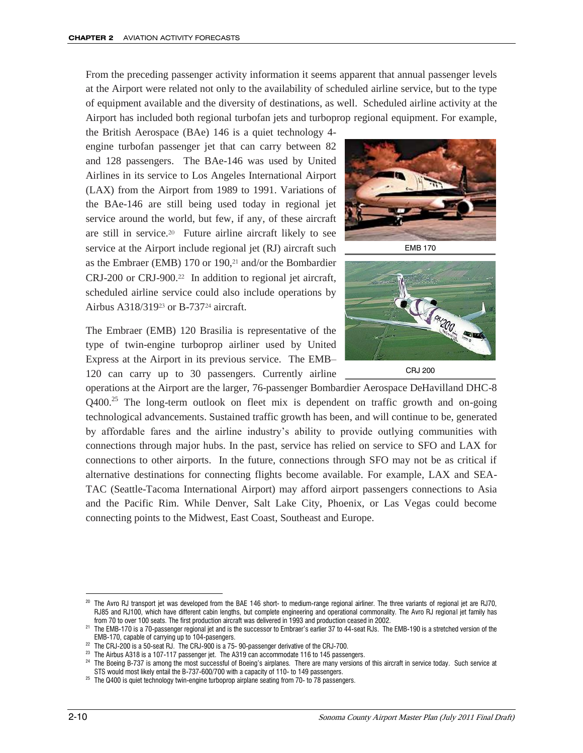From the preceding passenger activity information it seems apparent that annual passenger levels at the Airport were related not only to the availability of scheduled airline service, but to the type of equipment available and the diversity of destinations, as well. Scheduled airline activity at the Airport has included both regional turbofan jets and turboprop regional equipment. For example, the British Aerospace (BAe) 146 is a quiet technology 4-engine turbofan passenger jet that can carry between 82 and 128 passengers. The BAe-146 was used by United Airlines in its service to Los Angeles International Airport (LAX) from the Airport from 1989 to 1991. Variations of the BAe-146 are still being used today in regional jet service around the world, but few, if any, of these aircraft are still in service.[20] Future airline aircraft likely to see service at the Airport include regional jet (RJ) aircraft such as the Embraer (EMB) 170 or 190,[21] and/or the Bombardier CRJ-200 or CRJ-900.[22] In addition to regional jet aircraft, scheduled airline service could also include operations by Airbus A318/319[23] or B-737[24] aircraft.

EMB 170

CRJ 200

The Embraer (EMB) 120 Brasilia is representative of the type of twin-engine turboprop airliner used by United Express at the Airport in its previous service. The EMB–120 can carry up to 30 passengers. Currently airline operations at the Airport are the larger, 76-passenger Bombardier Aerospace DeHavilland DHC-8 Q400.[25] The long-term outlook on fleet mix is dependent on traffic growth and on-going technological advancements. Sustained traffic growth has been, and will continue to be, generated by affordable fares and the airline industry's ability to provide outlying communities with connections through major hubs. In the past, service has relied on service to SFO and LAX for connections to other airports. In the future, connections through SFO may not be as critical if alternative destinations for connecting flights become available. For example, LAX and SEA-TAC (Seattle-Tacoma International Airport) may afford airport passengers connections to Asia and the Pacific Rim. While Denver, Salt Lake City, Phoenix, or Las Vegas could become connecting points to the Midwest, East Coast, Southeast and Europe.

---

[20] The Avro RJ transport jet was developed from the BAE 146 short- to medium-range regional airliner. The three variants of regional jet are RJ70, RJ85 and RJ100, which have different cabin lengths, but complete engineering and operational commonality. The Avro RJ regional jet family has from 70 to over 100 seats. The first production aircraft was delivered in 1993 and production ceased in 2002.

[21] The EMB-170 is a 70-passenger regional jet and is the successor to Embraer's earlier 37 to 44-seat RJs. The EMB-190 is a stretched version of the EMB-170, capable of carrying up to 104-pasengers.

[22] The CRJ-200 is a 50-seat RJ. The CRJ-900 is a 75- 90-passenger derivative of the CRJ-700.

[23] The Airbus A318 is a 107-117 passenger jet. The A319 can accommodate 116 to 145 passengers.

[24] The Boeing B-737 is among the most successful of Boeing's airplanes. There are many versions of this aircraft in service today. Such service at STS would most likely entail the B-737-600/700 with a capacity of 110- to 149 passengers.

[25] The Q400 is quiet technology twin-engine turboprop airplane seating from 70- to 78 passengers.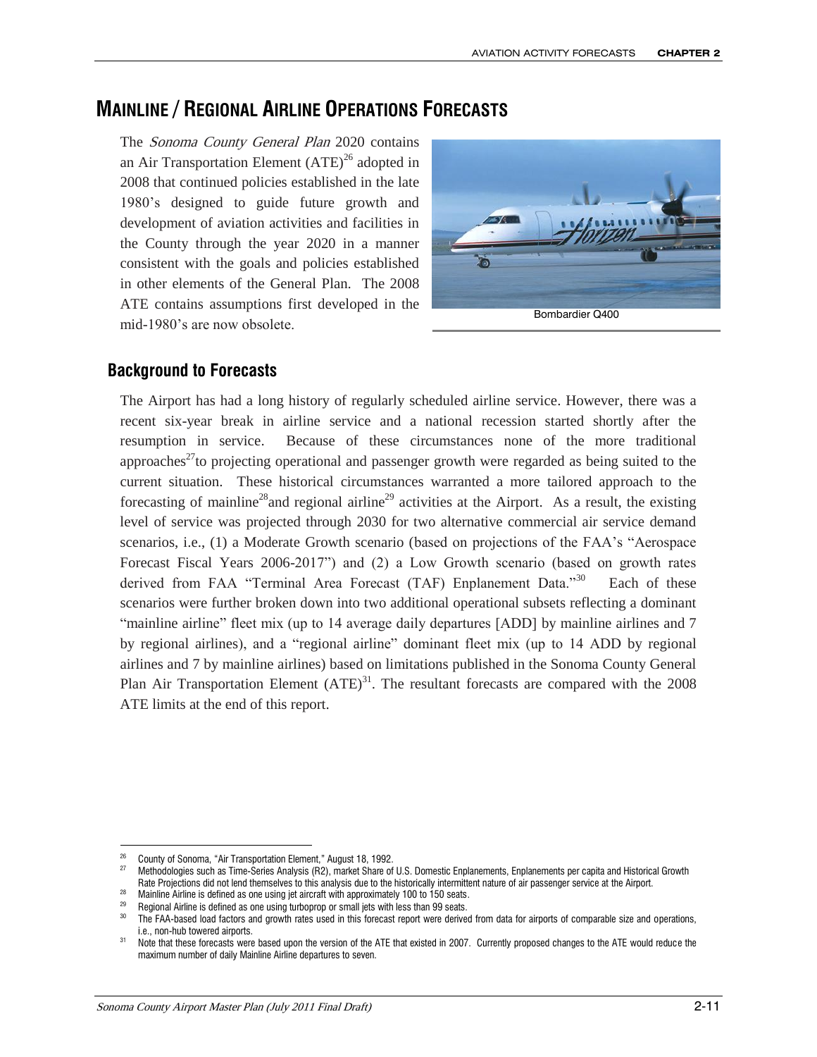# MAINLINE / REGIONAL AIRLINE OPERATIONS FORECASTS

The *Sonoma County General Plan* 2020 contains an Air Transportation Element (ATE)[26] adopted in 2008 that continued policies established in the late 1980's designed to guide future growth and development of aviation activities and facilities in the County through the year 2020 in a manner consistent with the goals and policies established in other elements of the General Plan. The 2008 ATE contains assumptions first developed in the mid-1980's are now obsolete.

Bombardier Q400

## Background to Forecasts

The Airport has had a long history of regularly scheduled airline service. However, there was a recent six-year break in airline service and a national recession started shortly after the resumption in service. Because of these circumstances none of the more traditional approaches[27] to projecting operational and passenger growth were regarded as being suited to the current situation. These historical circumstances warranted a more tailored approach to the forecasting of mainline[28] and regional airline[29] activities at the Airport. As a result, the existing level of service was projected through 2030 for two alternative commercial air service demand scenarios, i.e., (1) a Moderate Growth scenario (based on projections of the FAA's "Aerospace Forecast Fiscal Years 2006-2017") and (2) a Low Growth scenario (based on growth rates derived from FAA "Terminal Area Forecast (TAF) Enplanement Data."[30] Each of these scenarios were further broken down into two additional operational subsets reflecting a dominant "mainline airline" fleet mix (up to 14 average daily departures [ADD] by mainline airlines and 7 by regional airlines), and a "regional airline" dominant fleet mix (up to 14 ADD by regional airlines and 7 by mainline airlines) based on limitations published in the Sonoma County General Plan Air Transportation Element (ATE)[31]. The resultant forecasts are compared with the 2008 ATE limits at the end of this report.

---

[26] County of Sonoma, "Air Transportation Element," August 18, 1992.

[27] Methodologies such as Time-Series Analysis (R2), market Share of U.S. Domestic Enplanements, Enplanements per capita and Historical Growth Rate Projections did not lend themselves to this analysis due to the historically intermittent nature of air passenger service at the Airport.

[28] Mainline Airline is defined as one using jet aircraft with approximately 100 to 150 seats.

[29] Regional Airline is defined as one using turboprop or small jets with less than 99 seats.

[30] The FAA-based load factors and growth rates used in this forecast report were derived from data for airports of comparable size and operations, i.e., non-hub towered airports.

[31] Note that these forecasts were based upon the version of the ATE that existed in 2007. Currently proposed changes to the ATE would reduce the maximum number of daily Mainline Airline departures to seven.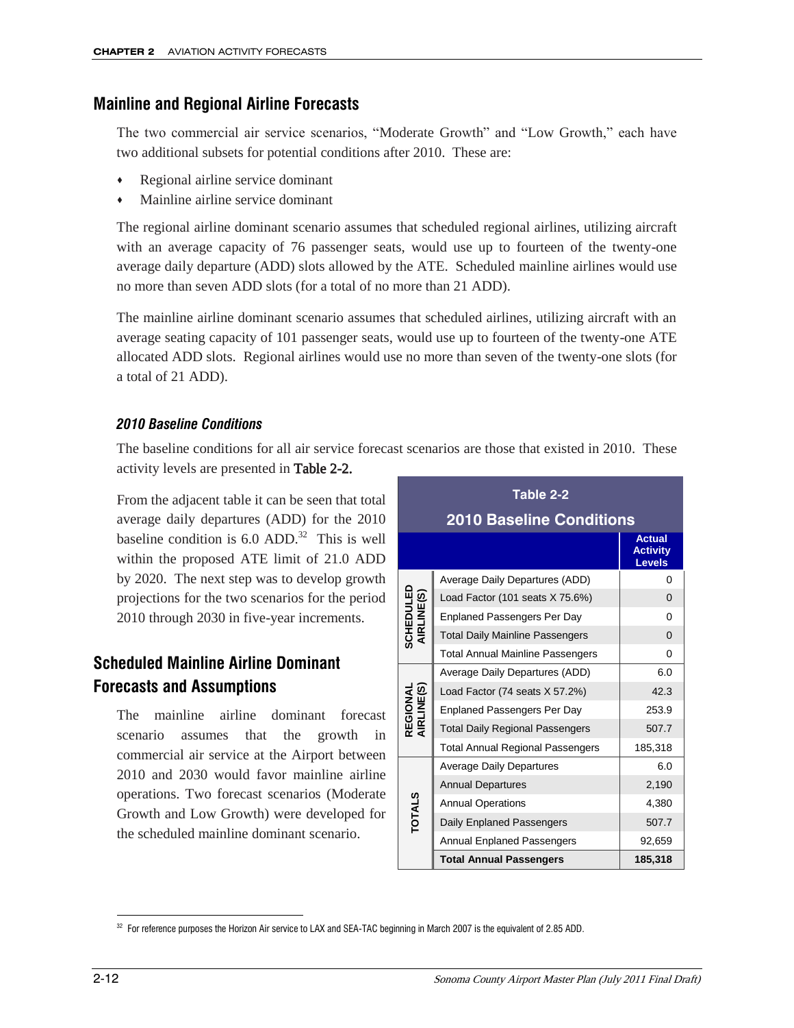## Mainline and Regional Airline Forecasts

The two commercial air service scenarios, "Moderate Growth" and "Low Growth," each have two additional subsets for potential conditions after 2010. These are:

- Regional airline service dominant
- Mainline airline service dominant

The regional airline dominant scenario assumes that scheduled regional airlines, utilizing aircraft with an average capacity of 76 passenger seats, would use up to fourteen of the twenty-one average daily departure (ADD) slots allowed by the ATE. Scheduled mainline airlines would use no more than seven ADD slots (for a total of no more than 21 ADD).

The mainline airline dominant scenario assumes that scheduled airlines, utilizing aircraft with an average seating capacity of 101 passenger seats, would use up to fourteen of the twenty-one ATE allocated ADD slots. Regional airlines would use no more than seven of the twenty-one slots (for a total of 21 ADD).

### *2010 Baseline Conditions*

The baseline conditions for all air service forecast scenarios are those that existed in 2010. These activity levels are presented in Table 2-2.

From the adjacent table it can be seen that total average daily departures (ADD) for the 2010 baseline condition is 6.0 ADD.[32] This is well within the proposed ATE limit of 21.0 ADD by 2020. The next step was to develop growth projections for the two scenarios for the period 2010 through 2030 in five-year increments.

**Table 2-2**
**2010 Baseline Conditions**

| | | Actual Activity Levels |
|---|---|---|
| SCHEDULED AIRLINE(S) | Average Daily Departures (ADD) | 0 |
| | Load Factor (101 seats X 75.6%) | 0 |
| | Enplaned Passengers Per Day | 0 |
| | Total Daily Mainline Passengers | 0 |
| | Total Annual Mainline Passengers | 0 |
| REGIONAL AIRLINE(S) | Average Daily Departures (ADD) | 6.0 |
| | Load Factor (74 seats X 57.2%) | 42.3 |
| | Enplaned Passengers Per Day | 253.9 |
| | Total Daily Regional Passengers | 507.7 |
| | Total Annual Regional Passengers | 185,318 |
| TOTALS | Average Daily Departures | 6.0 |
| | Annual Departures | 2,190 |
| | Annual Operations | 4,380 |
| | Daily Enplaned Passengers | 507.7 |
| | Annual Enplaned Passengers | 92,659 |
| | **Total Annual Passengers** | **185,318** |

## Scheduled Mainline Airline Dominant Forecasts and Assumptions

The mainline airline dominant forecast scenario assumes that the growth in commercial air service at the Airport between 2010 and 2030 would favor mainline airline operations. Two forecast scenarios (Moderate Growth and Low Growth) were developed for the scheduled mainline dominant scenario.

[32] For reference purposes the Horizon Air service to LAX and SEA-TAC beginning in March 2007 is the equivalent of 2.85 ADD.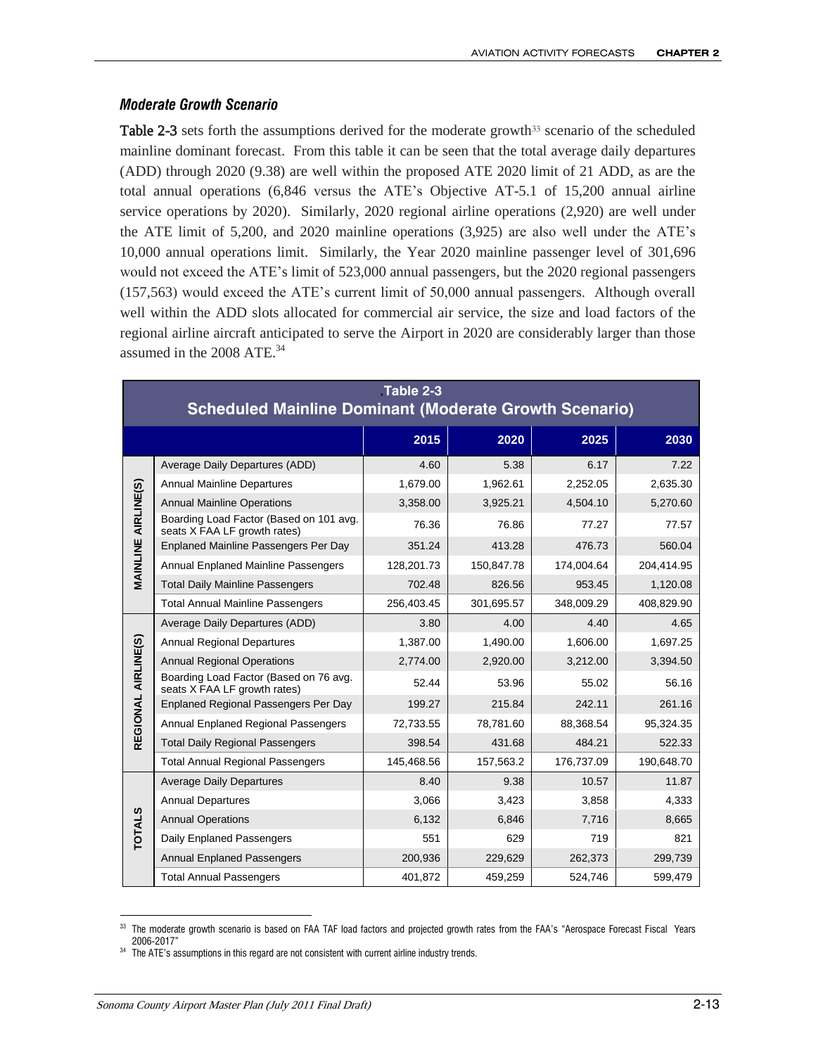### *Moderate Growth Scenario*

**Table 2-3** sets forth the assumptions derived for the moderate growth[33] scenario of the scheduled mainline dominant forecast. From this table it can be seen that the total average daily departures (ADD) through 2020 (9.38) are well within the proposed ATE 2020 limit of 21 ADD, as are the total annual operations (6,846 versus the ATE's Objective AT-5.1 of 15,200 annual airline service operations by 2020). Similarly, 2020 regional airline operations (2,920) are well under the ATE limit of 5,200, and 2020 mainline operations (3,925) are also well under the ATE's 10,000 annual operations limit. Similarly, the Year 2020 mainline passenger level of 301,696 would not exceed the ATE's limit of 523,000 annual passengers, but the 2020 regional passengers (157,563) would exceed the ATE's current limit of 50,000 annual passengers. Although overall well within the ADD slots allocated for commercial air service, the size and load factors of the regional airline aircraft anticipated to serve the Airport in 2020 are considerably larger than those assumed in the 2008 ATE.[34]

**Table 2-3**
**Scheduled Mainline Dominant (Moderate Growth Scenario)**

| | | 2015 | 2020 | 2025 | 2030 |
|---|---|---|---|---|---|
| MAINLINE AIRLINE(S) | Average Daily Departures (ADD) | 4.60 | 5.38 | 6.17 | 7.22 |
| | Annual Mainline Departures | 1,679.00 | 1,962.61 | 2,252.05 | 2,635.30 |
| | Annual Mainline Operations | 3,358.00 | 3,925.21 | 4,504.10 | 5,270.60 |
| | Boarding Load Factor (Based on 101 avg. seats X FAA LF growth rates) | 76.36 | 76.86 | 77.27 | 77.57 |
| | Enplaned Mainline Passengers Per Day | 351.24 | 413.28 | 476.73 | 560.04 |
| | Annual Enplaned Mainline Passengers | 128,201.73 | 150,847.78 | 174,004.64 | 204,414.95 |
| | Total Daily Mainline Passengers | 702.48 | 826.56 | 953.45 | 1,120.08 |
| | Total Annual Mainline Passengers | 256,403.45 | 301,695.57 | 348,009.29 | 408,829.90 |
| REGIONAL AIRLINE(S) | Average Daily Departures (ADD) | 3.80 | 4.00 | 4.40 | 4.65 |
| | Annual Regional Departures | 1,387.00 | 1,490.00 | 1,606.00 | 1,697.25 |
| | Annual Regional Operations | 2,774.00 | 2,920.00 | 3,212.00 | 3,394.50 |
| | Boarding Load Factor (Based on 76 avg. seats X FAA LF growth rates) | 52.44 | 53.96 | 55.02 | 56.16 |
| | Enplaned Regional Passengers Per Day | 199.27 | 215.84 | 242.11 | 261.16 |
| | Annual Enplaned Regional Passengers | 72,733.55 | 78,781.60 | 88,368.54 | 95,324.35 |
| | Total Daily Regional Passengers | 398.54 | 431.68 | 484.21 | 522.33 |
| | Total Annual Regional Passengers | 145,468.56 | 157,563.2 | 176,737.09 | 190,648.70 |
| TOTALS | Average Daily Departures | 8.40 | 9.38 | 10.57 | 11.87 |
| | Annual Departures | 3,066 | 3,423 | 3,858 | 4,333 |
| | Annual Operations | 6,132 | 6,846 | 7,716 | 8,665 |
| | Daily Enplaned Passengers | 551 | 629 | 719 | 821 |
| | Annual Enplaned Passengers | 200,936 | 229,629 | 262,373 | 299,739 |
| | Total Annual Passengers | 401,872 | 459,259 | 524,746 | 599,479 |

[33] The moderate growth scenario is based on FAA TAF load factors and projected growth rates from the FAA's "Aerospace Forecast Fiscal Years 2006-2017"

[34] The ATE's assumptions in this regard are not consistent with current airline industry trends.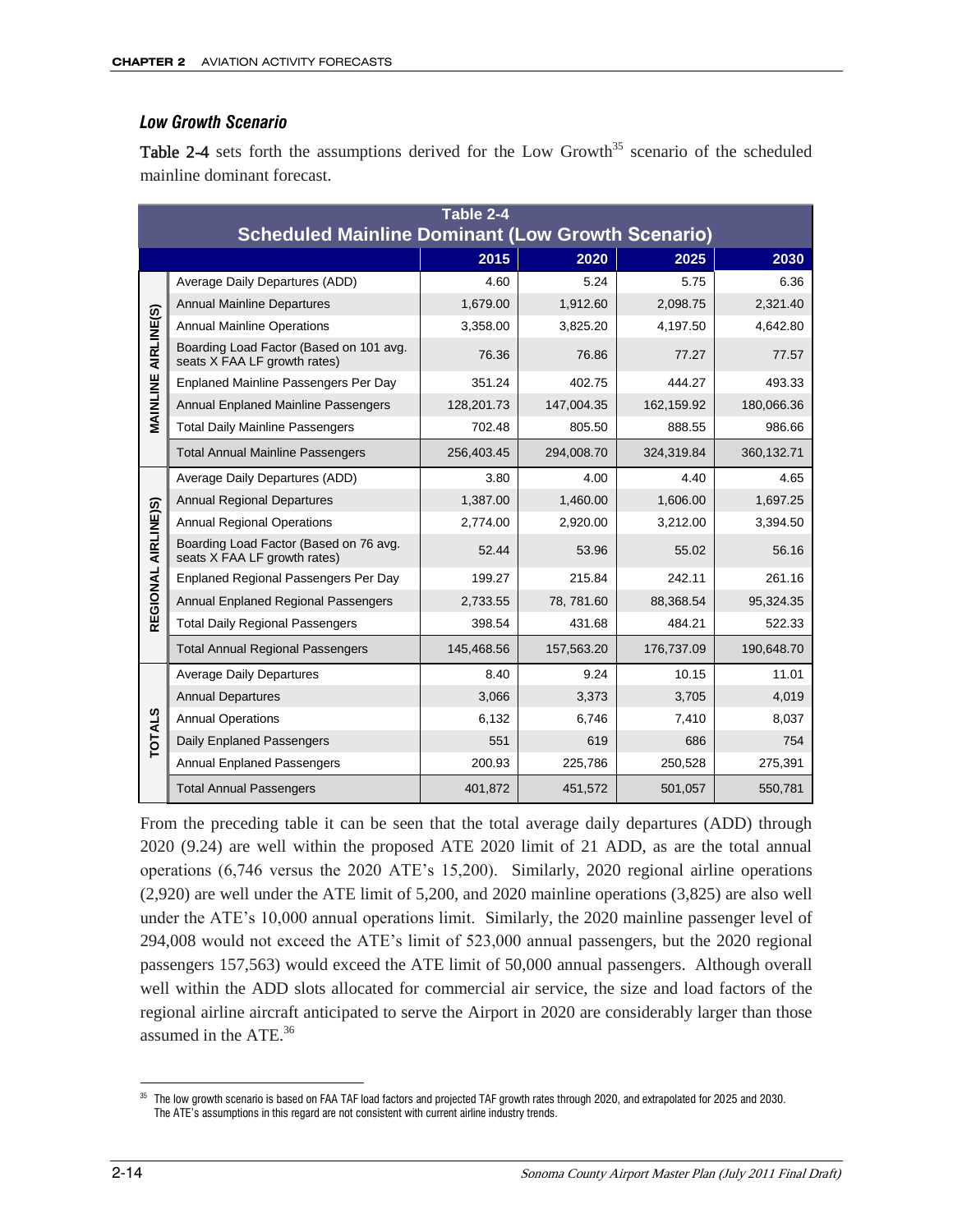### *Low Growth Scenario*

**Table 2-4** sets forth the assumptions derived for the Low Growth[35] scenario of the scheduled mainline dominant forecast.

| Table 2-4 Scheduled Mainline Dominant (Low Growth Scenario) | | | | | |
|---|---|---|---|---|---|
| | | 2015 | 2020 | 2025 | 2030 |
| MAINLINE AIRLINE(S) | Average Daily Departures (ADD) | 4.60 | 5.24 | 5.75 | 6.36 |
| | Annual Mainline Departures | 1,679.00 | 1,912.60 | 2,098.75 | 2,321.40 |
| | Annual Mainline Operations | 3,358.00 | 3,825.20 | 4,197.50 | 4,642.80 |
| | Boarding Load Factor (Based on 101 avg. seats X FAA LF growth rates) | 76.36 | 76.86 | 77.27 | 77.57 |
| | Enplaned Mainline Passengers Per Day | 351.24 | 402.75 | 444.27 | 493.33 |
| | Annual Enplaned Mainline Passengers | 128,201.73 | 147,004.35 | 162,159.92 | 180,066.36 |
| | Total Daily Mainline Passengers | 702.48 | 805.50 | 888.55 | 986.66 |
| | Total Annual Mainline Passengers | 256,403.45 | 294,008.70 | 324,319.84 | 360,132.71 |
| REGIONAL AIRLINE)S) | Average Daily Departures (ADD) | 3.80 | 4.00 | 4.40 | 4.65 |
| | Annual Regional Departures | 1,387.00 | 1,460.00 | 1,606.00 | 1,697.25 |
| | Annual Regional Operations | 2,774.00 | 2,920.00 | 3,212.00 | 3,394.50 |
| | Boarding Load Factor (Based on 76 avg. seats X FAA LF growth rates) | 52.44 | 53.96 | 55.02 | 56.16 |
| | Enplaned Regional Passengers Per Day | 199.27 | 215.84 | 242.11 | 261.16 |
| | Annual Enplaned Regional Passengers | 2,733.55 | 78, 781.60 | 88,368.54 | 95,324.35 |
| | Total Daily Regional Passengers | 398.54 | 431.68 | 484.21 | 522.33 |
| | Total Annual Regional Passengers | 145,468.56 | 157,563.20 | 176,737.09 | 190,648.70 |
| TOTALS | Average Daily Departures | 8.40 | 9.24 | 10.15 | 11.01 |
| | Annual Departures | 3,066 | 3,373 | 3,705 | 4,019 |
| | Annual Operations | 6,132 | 6,746 | 7,410 | 8,037 |
| | Daily Enplaned Passengers | 551 | 619 | 686 | 754 |
| | Annual Enplaned Passengers | 200.93 | 225,786 | 250,528 | 275,391 |
| | Total Annual Passengers | 401,872 | 451,572 | 501,057 | 550,781 |

From the preceding table it can be seen that the total average daily departures (ADD) through 2020 (9.24) are well within the proposed ATE 2020 limit of 21 ADD, as are the total annual operations (6,746 versus the 2020 ATE's 15,200). Similarly, 2020 regional airline operations (2,920) are well under the ATE limit of 5,200, and 2020 mainline operations (3,825) are also well under the ATE's 10,000 annual operations limit. Similarly, the 2020 mainline passenger level of 294,008 would not exceed the ATE's limit of 523,000 annual passengers, but the 2020 regional passengers 157,563) would exceed the ATE limit of 50,000 annual passengers. Although overall well within the ADD slots allocated for commercial air service, the size and load factors of the regional airline aircraft anticipated to serve the Airport in 2020 are considerably larger than those assumed in the ATE.[36]

[35] The low growth scenario is based on FAA TAF load factors and projected TAF growth rates through 2020, and extrapolated for 2025 and 2030. The ATE's assumptions in this regard are not consistent with current airline industry trends.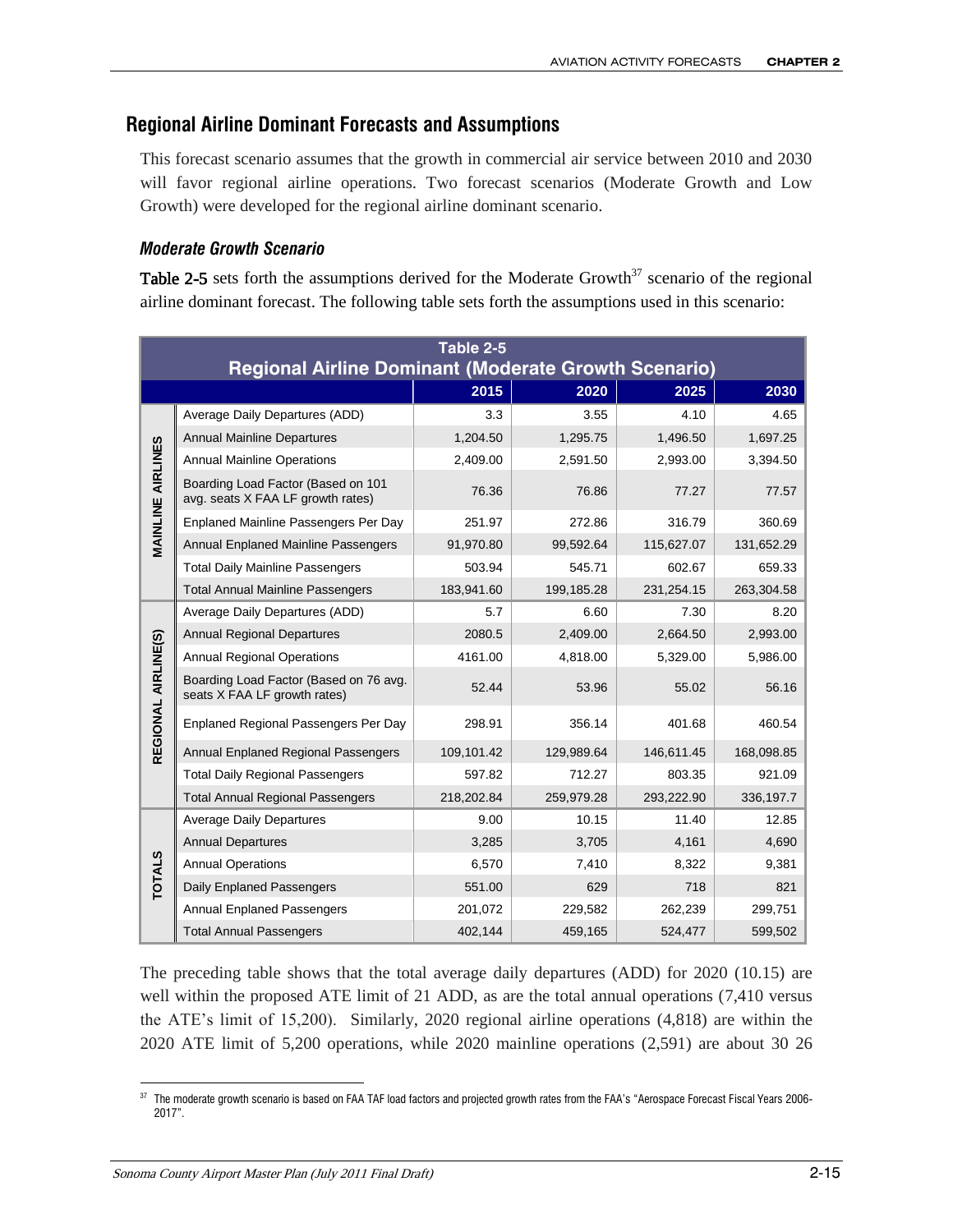## Regional Airline Dominant Forecasts and Assumptions

This forecast scenario assumes that the growth in commercial air service between 2010 and 2030 will favor regional airline operations. Two forecast scenarios (Moderate Growth and Low Growth) were developed for the regional airline dominant scenario.

### *Moderate Growth Scenario*

**Table 2-5** sets forth the assumptions derived for the Moderate Growth[37] scenario of the regional airline dominant forecast. The following table sets forth the assumptions used in this scenario:

**Table 2-5**
**Regional Airline Dominant (Moderate Growth Scenario)**

| | | 2015 | 2020 | 2025 | 2030 |
|---|---|---|---|---|---|
| MAINLINE AIRLINES | Average Daily Departures (ADD) | 3.3 | 3.55 | 4.10 | 4.65 |
| | Annual Mainline Departures | 1,204.50 | 1,295.75 | 1,496.50 | 1,697.25 |
| | Annual Mainline Operations | 2,409.00 | 2,591.50 | 2,993.00 | 3,394.50 |
| | Boarding Load Factor (Based on 101 avg. seats X FAA LF growth rates) | 76.36 | 76.86 | 77.27 | 77.57 |
| | Enplaned Mainline Passengers Per Day | 251.97 | 272.86 | 316.79 | 360.69 |
| | Annual Enplaned Mainline Passengers | 91,970.80 | 99,592.64 | 115,627.07 | 131,652.29 |
| | Total Daily Mainline Passengers | 503.94 | 545.71 | 602.67 | 659.33 |
| | Total Annual Mainline Passengers | 183,941.60 | 199,185.28 | 231,254.15 | 263,304.58 |
| REGIONAL AIRLINE(S) | Average Daily Departures (ADD) | 5.7 | 6.60 | 7.30 | 8.20 |
| | Annual Regional Departures | 2080.5 | 2,409.00 | 2,664.50 | 2,993.00 |
| | Annual Regional Operations | 4161.00 | 4,818.00 | 5,329.00 | 5,986.00 |
| | Boarding Load Factor (Based on 76 avg. seats X FAA LF growth rates) | 52.44 | 53.96 | 55.02 | 56.16 |
| | Enplaned Regional Passengers Per Day | 298.91 | 356.14 | 401.68 | 460.54 |
| | Annual Enplaned Regional Passengers | 109,101.42 | 129,989.64 | 146,611.45 | 168,098.85 |
| | Total Daily Regional Passengers | 597.82 | 712.27 | 803.35 | 921.09 |
| | Total Annual Regional Passengers | 218,202.84 | 259,979.28 | 293,222.90 | 336,197.7 |
| TOTALS | Average Daily Departures | 9.00 | 10.15 | 11.40 | 12.85 |
| | Annual Departures | 3,285 | 3,705 | 4,161 | 4,690 |
| | Annual Operations | 6,570 | 7,410 | 8,322 | 9,381 |
| | Daily Enplaned Passengers | 551.00 | 629 | 718 | 821 |
| | Annual Enplaned Passengers | 201,072 | 229,582 | 262,239 | 299,751 |
| | Total Annual Passengers | 402,144 | 459,165 | 524,477 | 599,502 |

The preceding table shows that the total average daily departures (ADD) for 2020 (10.15) are well within the proposed ATE limit of 21 ADD, as are the total annual operations (7,410 versus the ATE's limit of 15,200). Similarly, 2020 regional airline operations (4,818) are within the 2020 ATE limit of 5,200 operations, while 2020 mainline operations (2,591) are about 30 26

[37] The moderate growth scenario is based on FAA TAF load factors and projected growth rates from the FAA's "Aerospace Forecast Fiscal Years 2006-2017".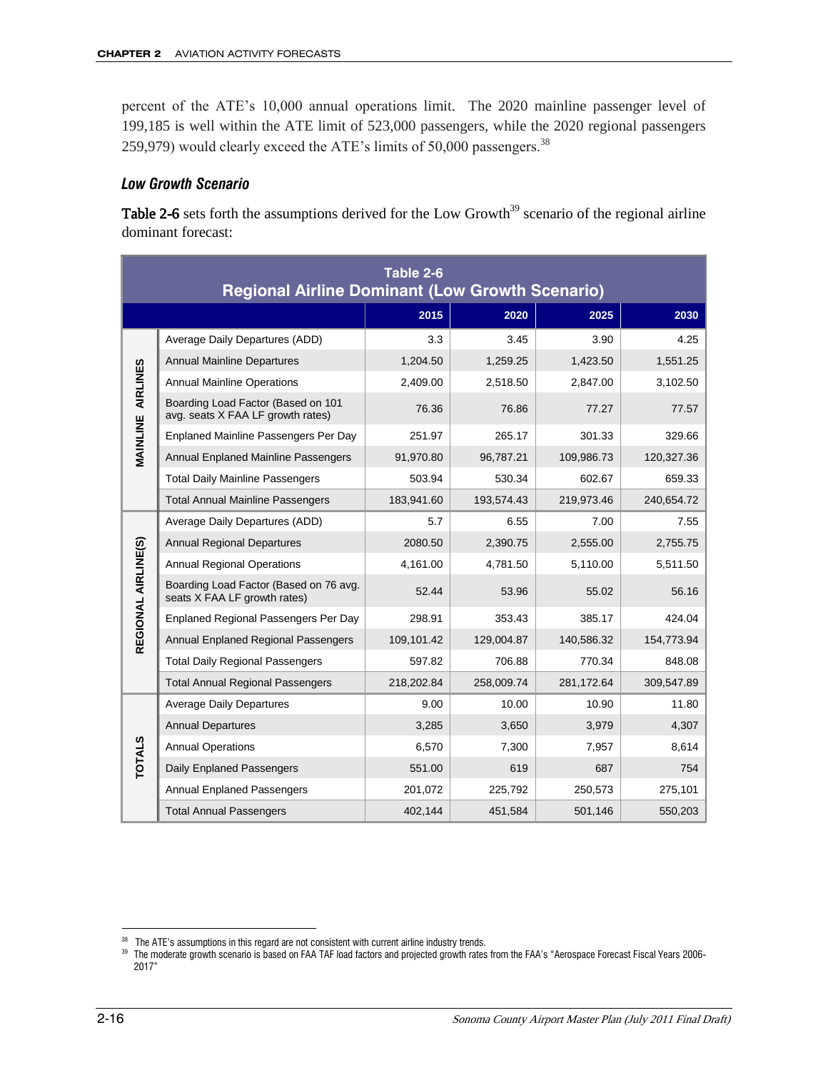percent of the ATE's 10,000 annual operations limit. The 2020 mainline passenger level of 199,185 is well within the ATE limit of 523,000 passengers, while the 2020 regional passengers 259,979) would clearly exceed the ATE's limits of 50,000 passengers.[38]

### *Low Growth Scenario*

**Table 2-6** sets forth the assumptions derived for the Low Growth[39] scenario of the regional airline dominant forecast:

| Table 2-6 Regional Airline Dominant (Low Growth Scenario) | | 2015 | 2020 | 2025 | 2030 |
|---|---|---|---|---|---|
| MAINLINE AIRLINES | Average Daily Departures (ADD) | 3.3 | 3.45 | 3.90 | 4.25 |
| | Annual Mainline Departures | 1,204.50 | 1,259.25 | 1,423.50 | 1,551.25 |
| | Annual Mainline Operations | 2,409.00 | 2,518.50 | 2,847.00 | 3,102.50 |
| | Boarding Load Factor (Based on 101 avg. seats X FAA LF growth rates) | 76.36 | 76.86 | 77.27 | 77.57 |
| | Enplaned Mainline Passengers Per Day | 251.97 | 265.17 | 301.33 | 329.66 |
| | Annual Enplaned Mainline Passengers | 91,970.80 | 96,787.21 | 109,986.73 | 120,327.36 |
| | Total Daily Mainline Passengers | 503.94 | 530.34 | 602.67 | 659.33 |
| | Total Annual Mainline Passengers | 183,941.60 | 193,574.43 | 219,973.46 | 240,654.72 |
| REGIONAL AIRLINE(S) | Average Daily Departures (ADD) | 5.7 | 6.55 | 7.00 | 7.55 |
| | Annual Regional Departures | 2080.50 | 2,390.75 | 2,555.00 | 2,755.75 |
| | Annual Regional Operations | 4,161.00 | 4,781.50 | 5,110.00 | 5,511.50 |
| | Boarding Load Factor (Based on 76 avg. seats X FAA LF growth rates) | 52.44 | 53.96 | 55.02 | 56.16 |
| | Enplaned Regional Passengers Per Day | 298.91 | 353.43 | 385.17 | 424.04 |
| | Annual Enplaned Regional Passengers | 109,101.42 | 129,004.87 | 140,586.32 | 154,773.94 |
| | Total Daily Regional Passengers | 597.82 | 706.88 | 770.34 | 848.08 |
| | Total Annual Regional Passengers | 218,202.84 | 258,009.74 | 281,172.64 | 309,547.89 |
| TOTALS | Average Daily Departures | 9.00 | 10.00 | 10.90 | 11.80 |
| | Annual Departures | 3,285 | 3,650 | 3,979 | 4,307 |
| | Annual Operations | 6,570 | 7,300 | 7,957 | 8,614 |
| | Daily Enplaned Passengers | 551.00 | 619 | 687 | 754 |
| | Annual Enplaned Passengers | 201,072 | 225,792 | 250,573 | 275,101 |
| | Total Annual Passengers | 402,144 | 451,584 | 501,146 | 550,203 |

[38] The ATE's assumptions in this regard are not consistent with current airline industry trends.

[39] The moderate growth scenario is based on FAA TAF load factors and projected growth rates from the FAA's "Aerospace Forecast Fiscal Years 2006-2017"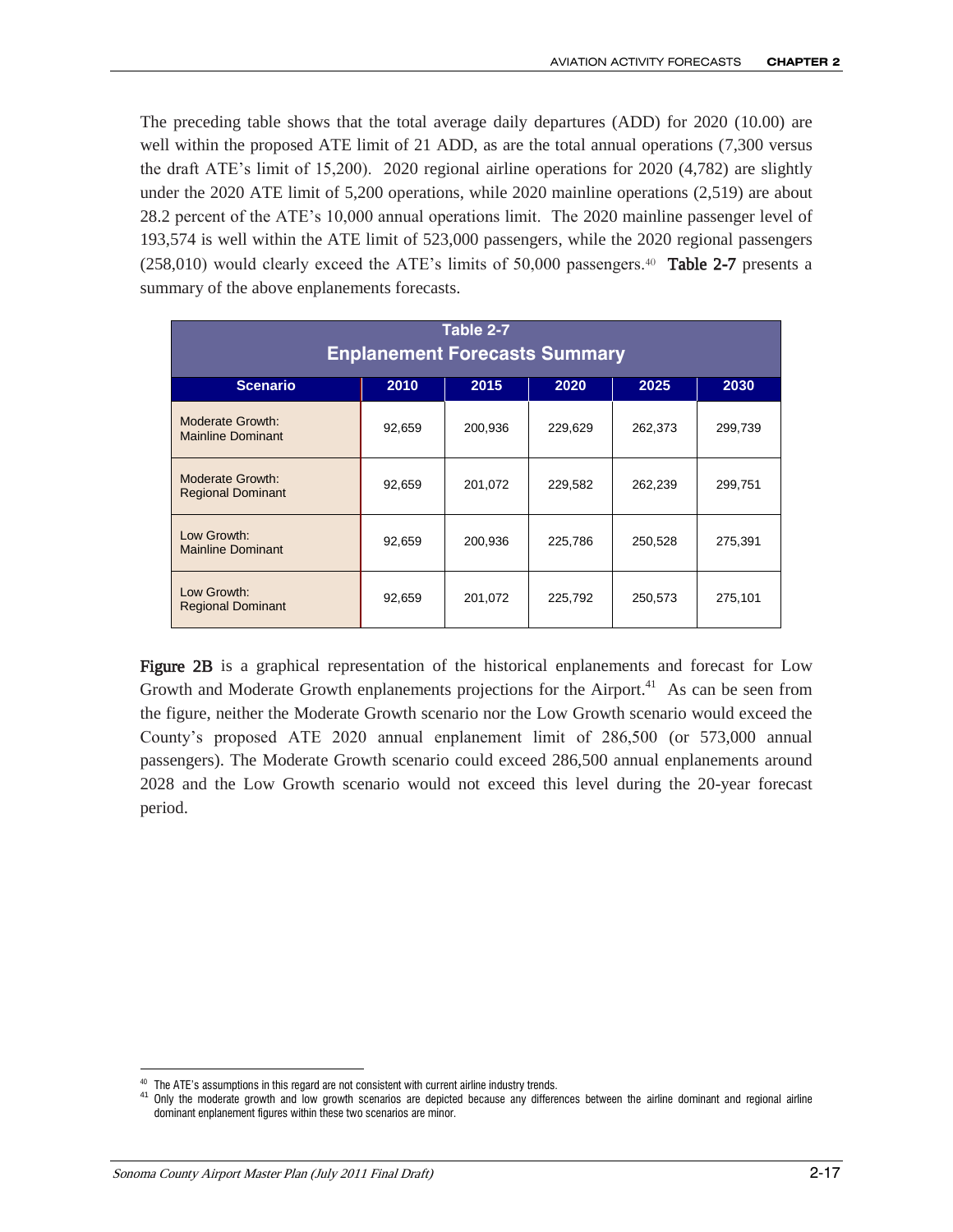The preceding table shows that the total average daily departures (ADD) for 2020 (10.00) are well within the proposed ATE limit of 21 ADD, as are the total annual operations (7,300 versus the draft ATE's limit of 15,200). 2020 regional airline operations for 2020 (4,782) are slightly under the 2020 ATE limit of 5,200 operations, while 2020 mainline operations (2,519) are about 28.2 percent of the ATE's 10,000 annual operations limit. The 2020 mainline passenger level of 193,574 is well within the ATE limit of 523,000 passengers, while the 2020 regional passengers (258,010) would clearly exceed the ATE's limits of 50,000 passengers.[40] **Table 2-7** presents a summary of the above enplanements forecasts.

**Table 2-7**
**Enplanement Forecasts Summary**

| Scenario | 2010 | 2015 | 2020 | 2025 | 2030 |
|---|---|---|---|---|---|
| Moderate Growth: Mainline Dominant | 92,659 | 200,936 | 229,629 | 262,373 | 299,739 |
| Moderate Growth: Regional Dominant | 92,659 | 201,072 | 229,582 | 262,239 | 299,751 |
| Low Growth: Mainline Dominant | 92,659 | 200,936 | 225,786 | 250,528 | 275,391 |
| Low Growth: Regional Dominant | 92,659 | 201,072 | 225,792 | 250,573 | 275,101 |

**Figure 2B** is a graphical representation of the historical enplanements and forecast for Low Growth and Moderate Growth enplanements projections for the Airport.[41] As can be seen from the figure, neither the Moderate Growth scenario nor the Low Growth scenario would exceed the County's proposed ATE 2020 annual enplanement limit of 286,500 (or 573,000 annual passengers). The Moderate Growth scenario could exceed 286,500 annual enplanements around 2028 and the Low Growth scenario would not exceed this level during the 20-year forecast period.

[40] The ATE's assumptions in this regard are not consistent with current airline industry trends.

[41] Only the moderate growth and low growth scenarios are depicted because any differences between the airline dominant and regional airline dominant enplanement figures within these two scenarios are minor.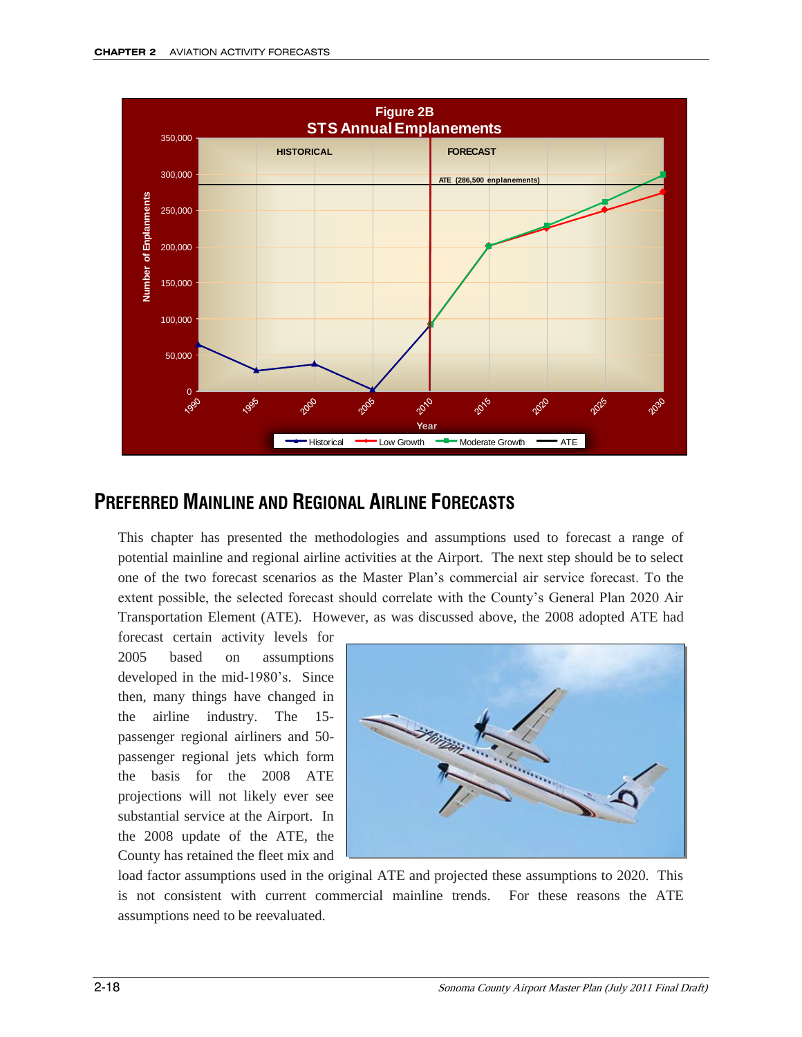**Figure 2B**
**STS Annual Emplanements**

## PREFERRED MAINLINE AND REGIONAL AIRLINE FORECASTS

This chapter has presented the methodologies and assumptions used to forecast a range of potential mainline and regional airline activities at the Airport. The next step should be to select one of the two forecast scenarios as the Master Plan's commercial air service forecast. To the extent possible, the selected forecast should correlate with the County's General Plan 2020 Air Transportation Element (ATE). However, as was discussed above, the 2008 adopted ATE had forecast certain activity levels for 2005 based on assumptions developed in the mid-1980's. Since then, many things have changed in the airline industry. The 15-passenger regional airliners and 50-passenger regional jets which form the basis for the 2008 ATE projections will not likely ever see substantial service at the Airport. In the 2008 update of the ATE, the County has retained the fleet mix and load factor assumptions used in the original ATE and projected these assumptions to 2020. This is not consistent with current commercial mainline trends. For these reasons the ATE assumptions need to be reevaluated.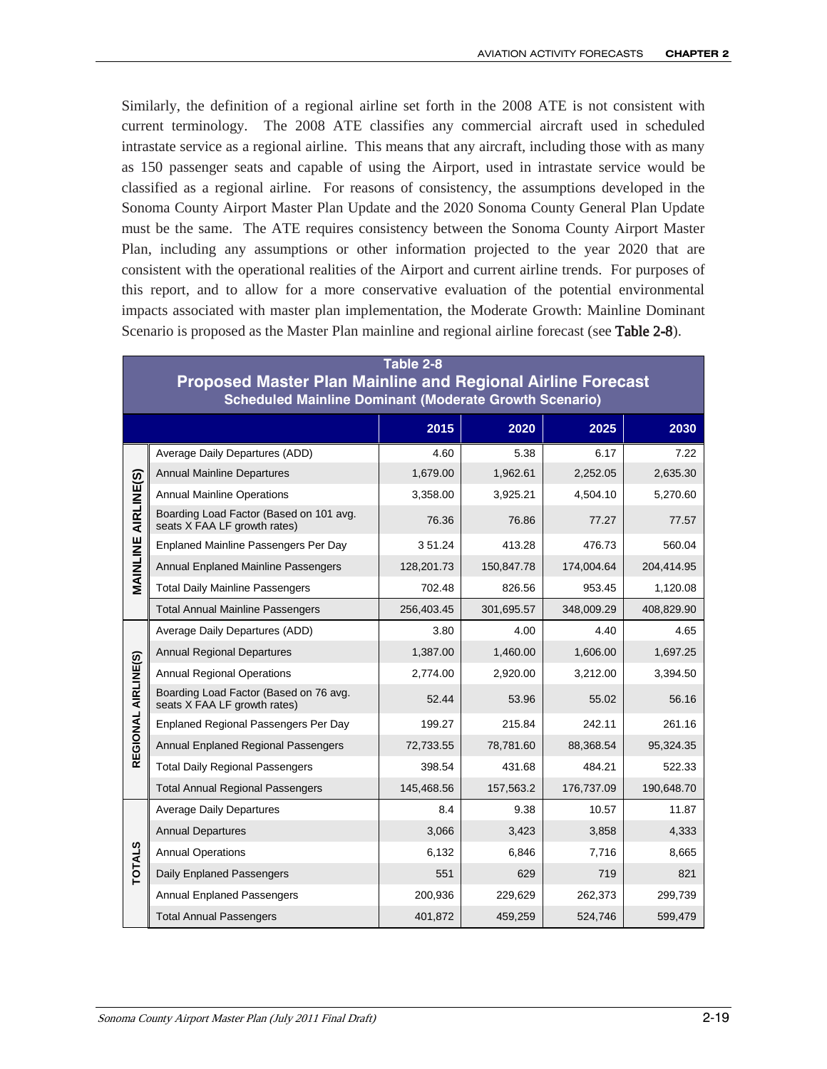Similarly, the definition of a regional airline set forth in the 2008 ATE is not consistent with current terminology. The 2008 ATE classifies any commercial aircraft used in scheduled intrastate service as a regional airline. This means that any aircraft, including those with as many as 150 passenger seats and capable of using the Airport, used in intrastate service would be classified as a regional airline. For reasons of consistency, the assumptions developed in the Sonoma County Airport Master Plan Update and the 2020 Sonoma County General Plan Update must be the same. The ATE requires consistency between the Sonoma County Airport Master Plan, including any assumptions or other information projected to the year 2020 that are consistent with the operational realities of the Airport and current airline trends. For purposes of this report, and to allow for a more conservative evaluation of the potential environmental impacts associated with master plan implementation, the Moderate Growth: Mainline Dominant Scenario is proposed as the Master Plan mainline and regional airline forecast (see **Table 2-8**).

**Table 2-8**
**Proposed Master Plan Mainline and Regional Airline Forecast**
**Scheduled Mainline Dominant (Moderate Growth Scenario)**

| | | 2015 | 2020 | 2025 | 2030 |
|---|---|---|---|---|---|
| MAINLINE AIRLINE(S) | Average Daily Departures (ADD) | 4.60 | 5.38 | 6.17 | 7.22 |
| | Annual Mainline Departures | 1,679.00 | 1,962.61 | 2,252.05 | 2,635.30 |
| | Annual Mainline Operations | 3,358.00 | 3,925.21 | 4,504.10 | 5,270.60 |
| | Boarding Load Factor (Based on 101 avg. seats X FAA LF growth rates) | 76.36 | 76.86 | 77.27 | 77.57 |
| | Enplaned Mainline Passengers Per Day | 3 51.24 | 413.28 | 476.73 | 560.04 |
| | Annual Enplaned Mainline Passengers | 128,201.73 | 150,847.78 | 174,004.64 | 204,414.95 |
| | Total Daily Mainline Passengers | 702.48 | 826.56 | 953.45 | 1,120.08 |
| | Total Annual Mainline Passengers | 256,403.45 | 301,695.57 | 348,009.29 | 408,829.90 |
| REGIONAL AIRLINE(S) | Average Daily Departures (ADD) | 3.80 | 4.00 | 4.40 | 4.65 |
| | Annual Regional Departures | 1,387.00 | 1,460.00 | 1,606.00 | 1,697.25 |
| | Annual Regional Operations | 2,774.00 | 2,920.00 | 3,212.00 | 3,394.50 |
| | Boarding Load Factor (Based on 76 avg. seats X FAA LF growth rates) | 52.44 | 53.96 | 55.02 | 56.16 |
| | Enplaned Regional Passengers Per Day | 199.27 | 215.84 | 242.11 | 261.16 |
| | Annual Enplaned Regional Passengers | 72,733.55 | 78,781.60 | 88,368.54 | 95,324.35 |
| | Total Daily Regional Passengers | 398.54 | 431.68 | 484.21 | 522.33 |
| | Total Annual Regional Passengers | 145,468.56 | 157,563.2 | 176,737.09 | 190,648.70 |
| TOTALS | Average Daily Departures | 8.4 | 9.38 | 10.57 | 11.87 |
| | Annual Departures | 3,066 | 3,423 | 3,858 | 4,333 |
| | Annual Operations | 6,132 | 6,846 | 7,716 | 8,665 |
| | Daily Enplaned Passengers | 551 | 629 | 719 | 821 |
| | Annual Enplaned Passengers | 200,936 | 229,629 | 262,373 | 299,739 |
| | Total Annual Passengers | 401,872 | 459,259 | 524,746 | 599,479 |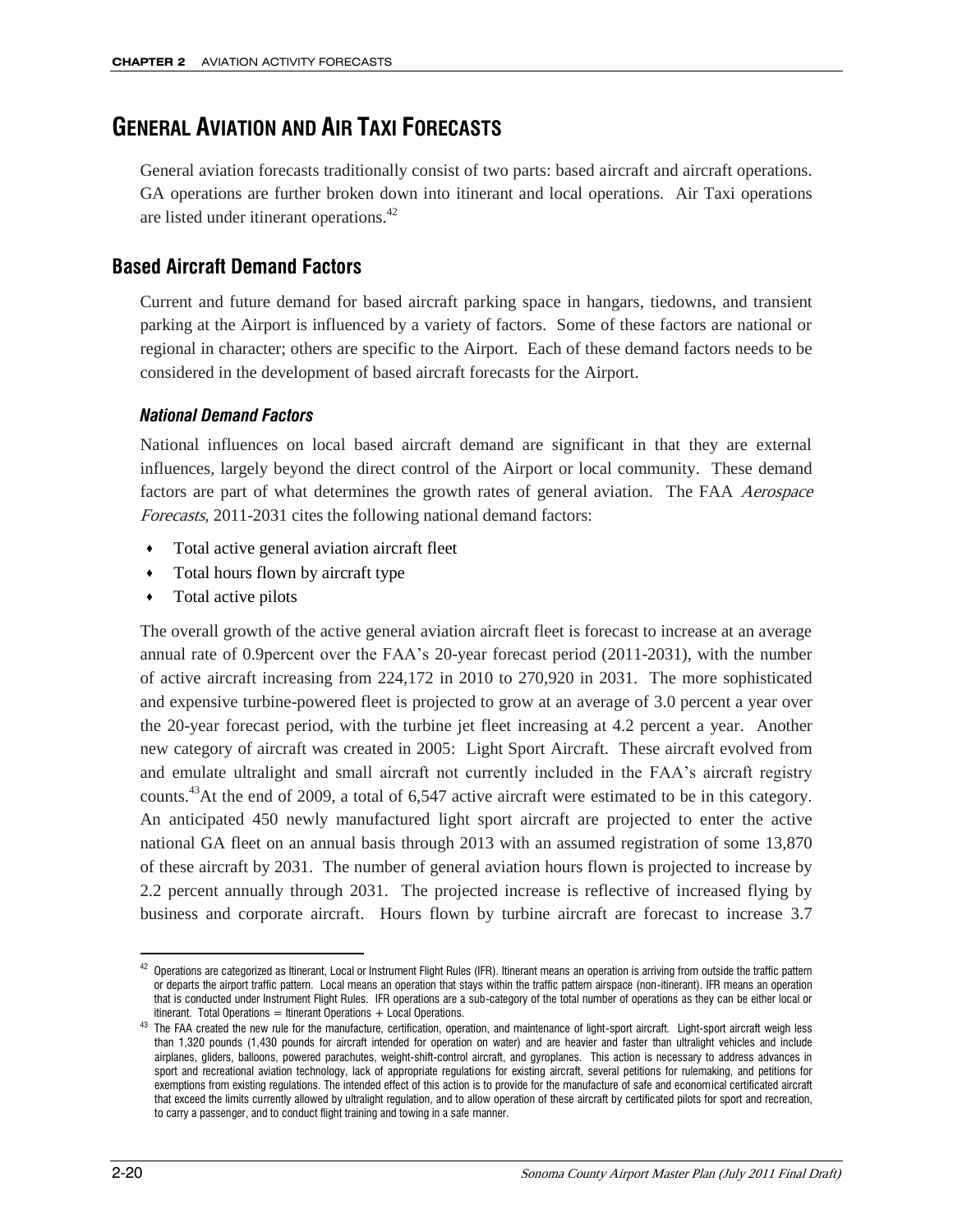## GENERAL AVIATION AND AIR TAXI FORECASTS

General aviation forecasts traditionally consist of two parts: based aircraft and aircraft operations. GA operations are further broken down into itinerant and local operations. Air Taxi operations are listed under itinerant operations.[42]

### Based Aircraft Demand Factors

Current and future demand for based aircraft parking space in hangars, tiedowns, and transient parking at the Airport is influenced by a variety of factors. Some of these factors are national or regional in character; others are specific to the Airport. Each of these demand factors needs to be considered in the development of based aircraft forecasts for the Airport.

#### *National Demand Factors*

National influences on local based aircraft demand are significant in that they are external influences, largely beyond the direct control of the Airport or local community. These demand factors are part of what determines the growth rates of general aviation. The FAA *Aerospace Forecasts*, 2011-2031 cites the following national demand factors:

- Total active general aviation aircraft fleet
- Total hours flown by aircraft type
- Total active pilots

The overall growth of the active general aviation aircraft fleet is forecast to increase at an average annual rate of 0.9percent over the FAA's 20-year forecast period (2011-2031), with the number of active aircraft increasing from 224,172 in 2010 to 270,920 in 2031. The more sophisticated and expensive turbine-powered fleet is projected to grow at an average of 3.0 percent a year over the 20-year forecast period, with the turbine jet fleet increasing at 4.2 percent a year. Another new category of aircraft was created in 2005: Light Sport Aircraft. These aircraft evolved from and emulate ultralight and small aircraft not currently included in the FAA's aircraft registry counts.[43]At the end of 2009, a total of 6,547 active aircraft were estimated to be in this category. An anticipated 450 newly manufactured light sport aircraft are projected to enter the active national GA fleet on an annual basis through 2013 with an assumed registration of some 13,870 of these aircraft by 2031. The number of general aviation hours flown is projected to increase by 2.2 percent annually through 2031. The projected increase is reflective of increased flying by business and corporate aircraft. Hours flown by turbine aircraft are forecast to increase 3.7

---

[42] Operations are categorized as Itinerant, Local or Instrument Flight Rules (IFR). Itinerant means an operation is arriving from outside the traffic pattern or departs the airport traffic pattern. Local means an operation that stays within the traffic pattern airspace (non-itinerant). IFR means an operation that is conducted under Instrument Flight Rules. IFR operations are a sub-category of the total number of operations as they can be either local or itinerant. Total Operations = Itinerant Operations + Local Operations.

[43] The FAA created the new rule for the manufacture, certification, operation, and maintenance of light-sport aircraft. Light-sport aircraft weigh less than 1,320 pounds (1,430 pounds for aircraft intended for operation on water) and are heavier and faster than ultralight vehicles and include airplanes, gliders, balloons, powered parachutes, weight-shift-control aircraft, and gyroplanes. This action is necessary to address advances in sport and recreational aviation technology, lack of appropriate regulations for existing aircraft, several petitions for rulemaking, and petitions for exemptions from existing regulations. The intended effect of this action is to provide for the manufacture of safe and economical certificated aircraft that exceed the limits currently allowed by ultralight regulation, and to allow operation of these aircraft by certificated pilots for sport and recreation, to carry a passenger, and to conduct flight training and towing in a safe manner.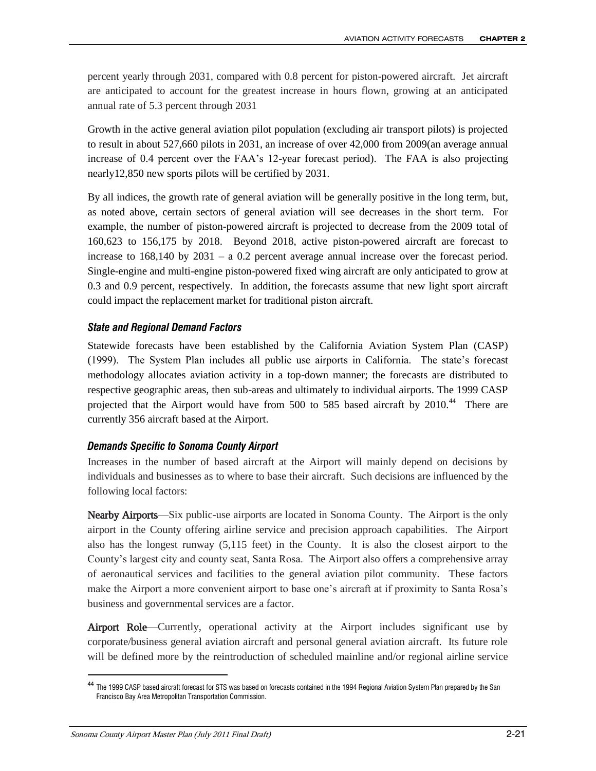percent yearly through 2031, compared with 0.8 percent for piston-powered aircraft. Jet aircraft are anticipated to account for the greatest increase in hours flown, growing at an anticipated annual rate of 5.3 percent through 2031

Growth in the active general aviation pilot population (excluding air transport pilots) is projected to result in about 527,660 pilots in 2031, an increase of over 42,000 from 2009(an average annual increase of 0.4 percent over the FAA's 12-year forecast period). The FAA is also projecting nearly12,850 new sports pilots will be certified by 2031.

By all indices, the growth rate of general aviation will be generally positive in the long term, but, as noted above, certain sectors of general aviation will see decreases in the short term. For example, the number of piston-powered aircraft is projected to decrease from the 2009 total of 160,623 to 156,175 by 2018. Beyond 2018, active piston-powered aircraft are forecast to increase to 168,140 by 2031 – a 0.2 percent average annual increase over the forecast period. Single-engine and multi-engine piston-powered fixed wing aircraft are only anticipated to grow at 0.3 and 0.9 percent, respectively. In addition, the forecasts assume that new light sport aircraft could impact the replacement market for traditional piston aircraft.

### *State and Regional Demand Factors*

Statewide forecasts have been established by the California Aviation System Plan (CASP) (1999). The System Plan includes all public use airports in California. The state's forecast methodology allocates aviation activity in a top-down manner; the forecasts are distributed to respective geographic areas, then sub-areas and ultimately to individual airports. The 1999 CASP projected that the Airport would have from 500 to 585 based aircraft by 2010.[44] There are currently 356 aircraft based at the Airport.

### *Demands Specific to Sonoma County Airport*

Increases in the number of based aircraft at the Airport will mainly depend on decisions by individuals and businesses as to where to base their aircraft. Such decisions are influenced by the following local factors:

**Nearby Airports**—Six public-use airports are located in Sonoma County. The Airport is the only airport in the County offering airline service and precision approach capabilities. The Airport also has the longest runway (5,115 feet) in the County. It is also the closest airport to the County's largest city and county seat, Santa Rosa. The Airport also offers a comprehensive array of aeronautical services and facilities to the general aviation pilot community. These factors make the Airport a more convenient airport to base one's aircraft at if proximity to Santa Rosa's business and governmental services are a factor.

**Airport Role**—Currently, operational activity at the Airport includes significant use by corporate/business general aviation aircraft and personal general aviation aircraft. Its future role will be defined more by the reintroduction of scheduled mainline and/or regional airline service

[44] The 1999 CASP based aircraft forecast for STS was based on forecasts contained in the 1994 Regional Aviation System Plan prepared by the San Francisco Bay Area Metropolitan Transportation Commission.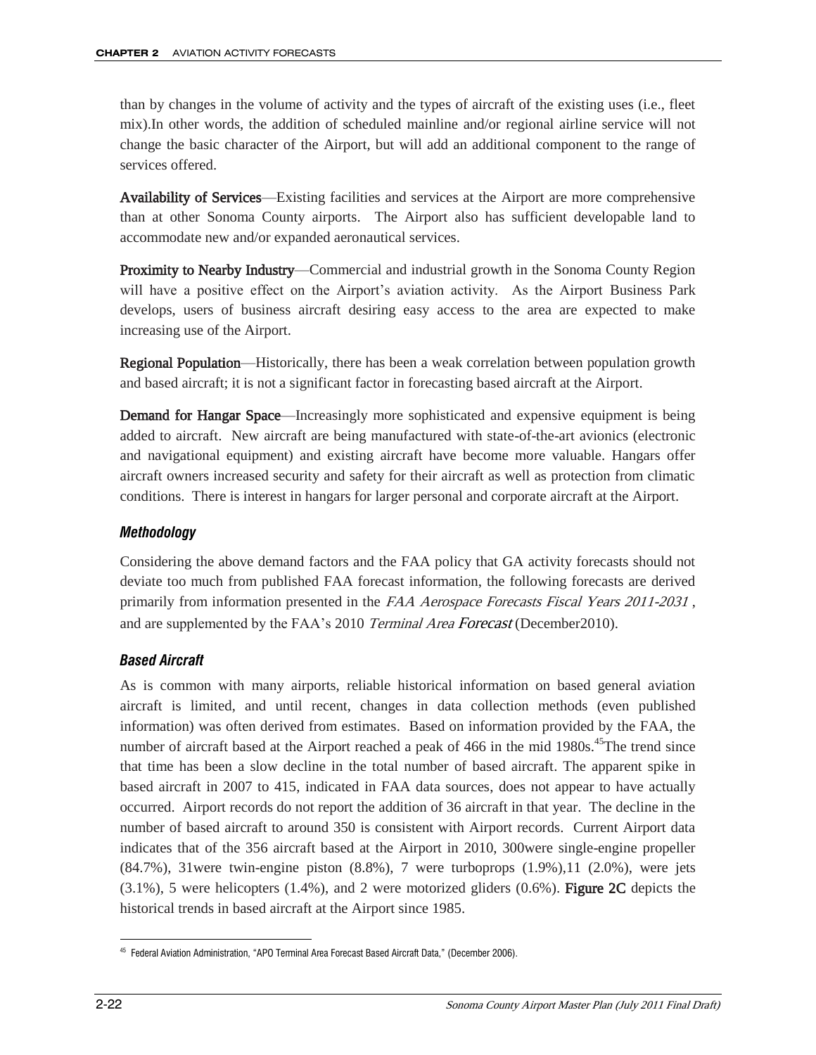than by changes in the volume of activity and the types of aircraft of the existing uses (i.e., fleet mix).In other words, the addition of scheduled mainline and/or regional airline service will not change the basic character of the Airport, but will add an additional component to the range of services offered.

**Availability of Services**—Existing facilities and services at the Airport are more comprehensive than at other Sonoma County airports. The Airport also has sufficient developable land to accommodate new and/or expanded aeronautical services.

**Proximity to Nearby Industry**—Commercial and industrial growth in the Sonoma County Region will have a positive effect on the Airport's aviation activity. As the Airport Business Park develops, users of business aircraft desiring easy access to the area are expected to make increasing use of the Airport.

**Regional Population**—Historically, there has been a weak correlation between population growth and based aircraft; it is not a significant factor in forecasting based aircraft at the Airport.

**Demand for Hangar Space**—Increasingly more sophisticated and expensive equipment is being added to aircraft. New aircraft are being manufactured with state-of-the-art avionics (electronic and navigational equipment) and existing aircraft have become more valuable. Hangars offer aircraft owners increased security and safety for their aircraft as well as protection from climatic conditions. There is interest in hangars for larger personal and corporate aircraft at the Airport.

### *Methodology*

Considering the above demand factors and the FAA policy that GA activity forecasts should not deviate too much from published FAA forecast information, the following forecasts are derived primarily from information presented in the *FAA Aerospace Forecasts Fiscal Years 2011-2031* , and are supplemented by the FAA's 2010 *Terminal Area Forecast* (December2010).

### *Based Aircraft*

As is common with many airports, reliable historical information on based general aviation aircraft is limited, and until recent, changes in data collection methods (even published information) was often derived from estimates. Based on information provided by the FAA, the number of aircraft based at the Airport reached a peak of 466 in the mid 1980s.[45]The trend since that time has been a slow decline in the total number of based aircraft. The apparent spike in based aircraft in 2007 to 415, indicated in FAA data sources, does not appear to have actually occurred. Airport records do not report the addition of 36 aircraft in that year. The decline in the number of based aircraft to around 350 is consistent with Airport records. Current Airport data indicates that of the 356 aircraft based at the Airport in 2010, 300were single-engine propeller (84.7%), 31were twin-engine piston (8.8%), 7 were turboprops (1.9%),11 (2.0%), were jets (3.1%), 5 were helicopters (1.4%), and 2 were motorized gliders (0.6%). **Figure 2C** depicts the historical trends in based aircraft at the Airport since 1985.

[45] Federal Aviation Administration, "APO Terminal Area Forecast Based Aircraft Data," (December 2006).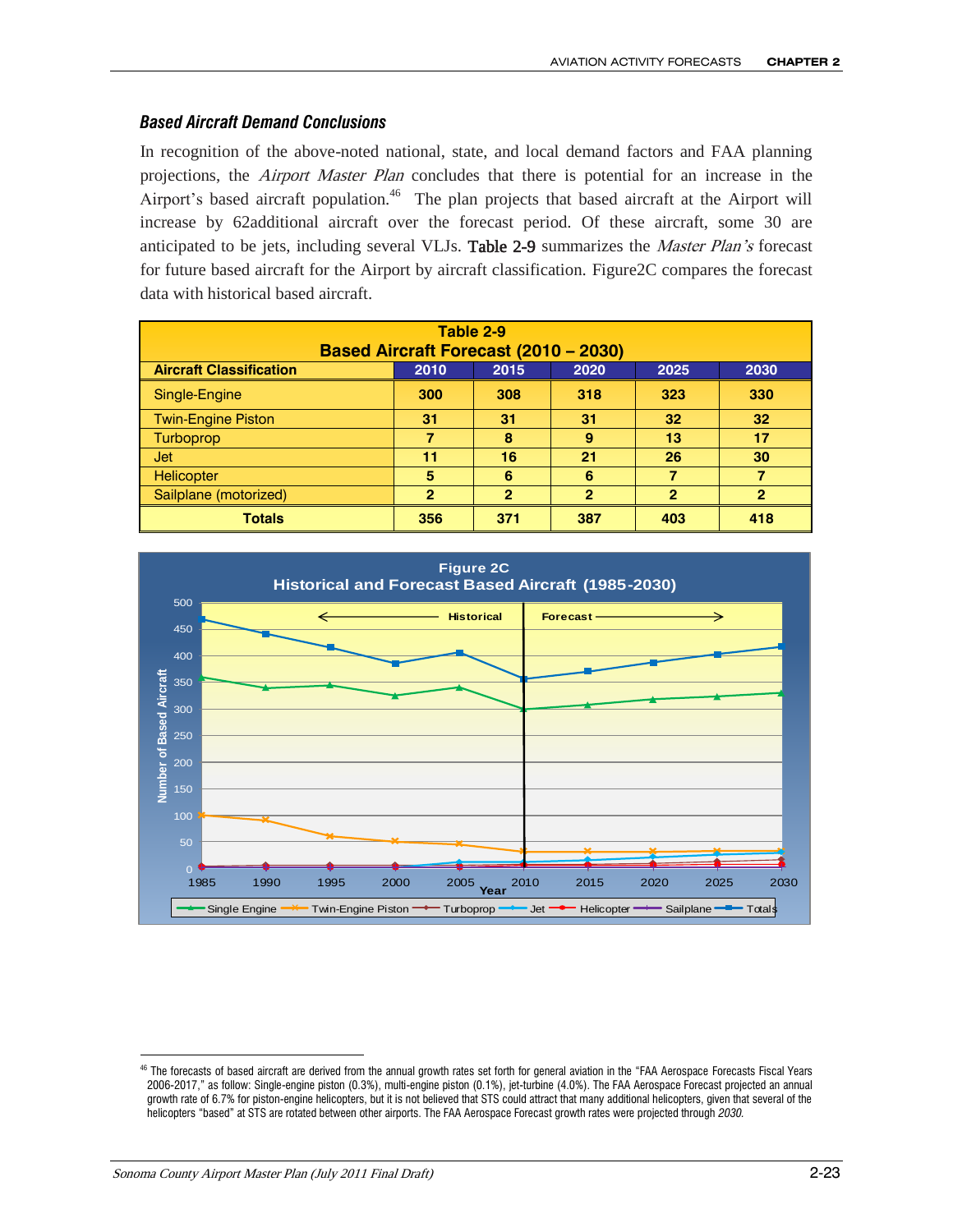### *Based Aircraft Demand Conclusions*

In recognition of the above-noted national, state, and local demand factors and FAA planning projections, the *Airport Master Plan* concludes that there is potential for an increase in the Airport's based aircraft population.[46] The plan projects that based aircraft at the Airport will increase by 62additional aircraft over the forecast period. Of these aircraft, some 30 are anticipated to be jets, including several VLJs. Table 2-9 summarizes the *Master Plan's* forecast for future based aircraft for the Airport by aircraft classification. Figure2C compares the forecast data with historical based aircraft.

**Table 2-9**
**Based Aircraft Forecast (2010 – 2030)**

| Aircraft Classification | 2010 | 2015 | 2020 | 2025 | 2030 |
|---|---|---|---|---|---|
| Single-Engine | 300 | 308 | 318 | 323 | 330 |
| Twin-Engine Piston | 31 | 31 | 31 | 32 | 32 |
| Turboprop | 7 | 8 | 9 | 13 | 17 |
| Jet | 11 | 16 | 21 | 26 | 30 |
| Helicopter | 5 | 6 | 6 | 7 | 7 |
| Sailplane (motorized) | 2 | 2 | 2 | 2 | 2 |
| **Totals** | **356** | **371** | **387** | **403** | **418** |

**Figure 2C**
**Historical and Forecast Based Aircraft (1985-2030)**

---

[46] The forecasts of based aircraft are derived from the annual growth rates set forth for general aviation in the "FAA Aerospace Forecasts Fiscal Years 2006-2017," as follow: Single-engine piston (0.3%), multi-engine piston (0.1%), jet-turbine (4.0%). The FAA Aerospace Forecast projected an annual growth rate of 6.7% for piston-engine helicopters, but it is not believed that STS could attract that many additional helicopters, given that several of the helicopters "based" at STS are rotated between other airports. The FAA Aerospace Forecast growth rates were projected through *2030.*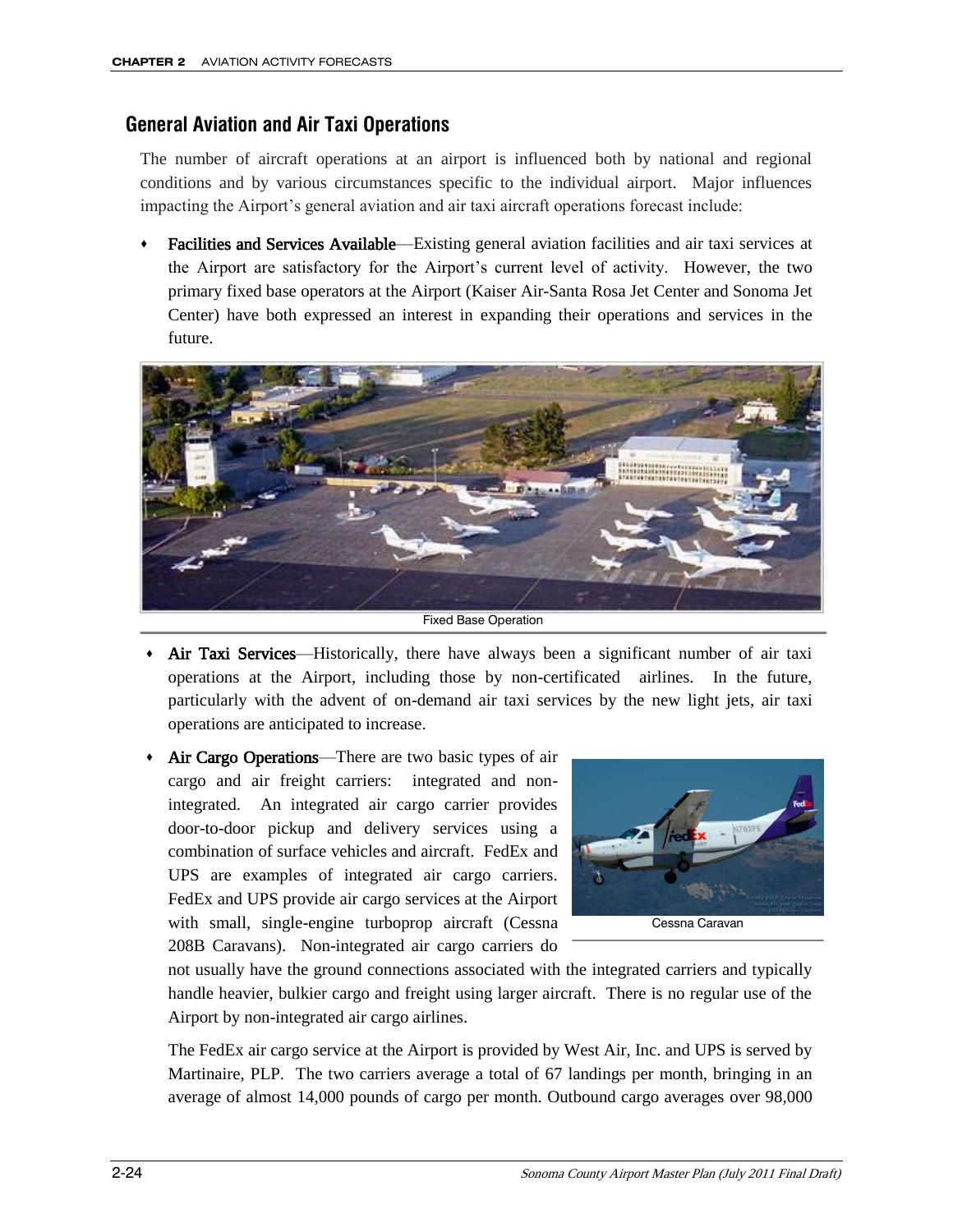## General Aviation and Air Taxi Operations

The number of aircraft operations at an airport is influenced both by national and regional conditions and by various circumstances specific to the individual airport. Major influences impacting the Airport's general aviation and air taxi aircraft operations forecast include:

- **Facilities and Services Available**—Existing general aviation facilities and air taxi services at the Airport are satisfactory for the Airport's current level of activity. However, the two primary fixed base operators at the Airport (Kaiser Air-Santa Rosa Jet Center and Sonoma Jet Center) have both expressed an interest in expanding their operations and services in the future.

Fixed Base Operation

- **Air Taxi Services**—Historically, there have always been a significant number of air taxi operations at the Airport, including those by non-certificated airlines. In the future, particularly with the advent of on-demand air taxi services by the new light jets, air taxi operations are anticipated to increase.

- **Air Cargo Operations**—There are two basic types of air cargo and air freight carriers: integrated and non-integrated. An integrated air cargo carrier provides door-to-door pickup and delivery services using a combination of surface vehicles and aircraft. FedEx and UPS are examples of integrated air cargo carriers. FedEx and UPS provide air cargo services at the Airport with small, single-engine turboprop aircraft (Cessna 208B Caravans). Non-integrated air cargo carriers do not usually have the ground connections associated with the integrated carriers and typically handle heavier, bulkier cargo and freight using larger aircraft. There is no regular use of the Airport by non-integrated air cargo airlines.

  Cessna Caravan

  The FedEx air cargo service at the Airport is provided by West Air, Inc. and UPS is served by Martinaire, PLP. The two carriers average a total of 67 landings per month, bringing in an average of almost 14,000 pounds of cargo per month. Outbound cargo averages over 98,000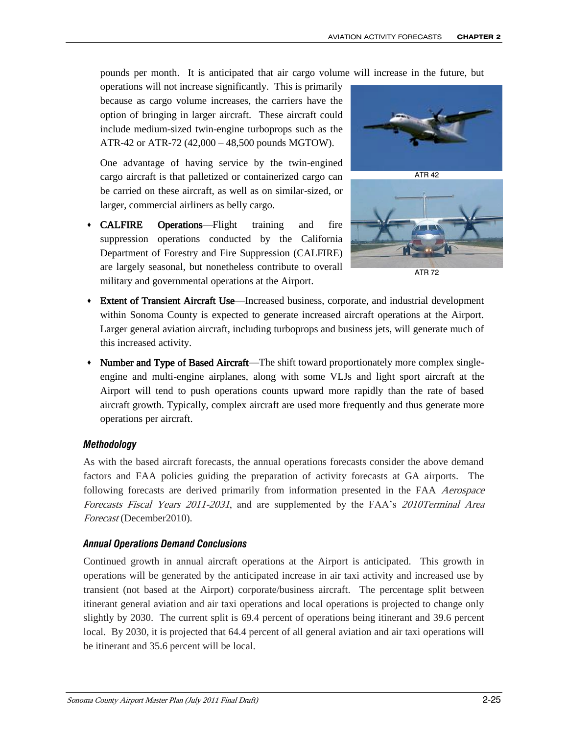pounds per month. It is anticipated that air cargo volume will increase in the future, but operations will not increase significantly. This is primarily because as cargo volume increases, the carriers have the option of bringing in larger aircraft. These aircraft could include medium-sized twin-engine turboprops such as the ATR-42 or ATR-72 (42,000 – 48,500 pounds MGTOW).

One advantage of having service by the twin-engined cargo aircraft is that palletized or containerized cargo can be carried on these aircraft, as well as on similar-sized, or larger, commercial airliners as belly cargo.

ATR 42

ATR 72

- **CALFIRE Operations**—Flight training and fire suppression operations conducted by the California Department of Forestry and Fire Suppression (CALFIRE) are largely seasonal, but nonetheless contribute to overall military and governmental operations at the Airport.
- **Extent of Transient Aircraft Use**—Increased business, corporate, and industrial development within Sonoma County is expected to generate increased aircraft operations at the Airport. Larger general aviation aircraft, including turboprops and business jets, will generate much of this increased activity.
- **Number and Type of Based Aircraft**—The shift toward proportionately more complex single-engine and multi-engine airplanes, along with some VLJs and light sport aircraft at the Airport will tend to push operations counts upward more rapidly than the rate of based aircraft growth. Typically, complex aircraft are used more frequently and thus generate more operations per aircraft.

### *Methodology*

As with the based aircraft forecasts, the annual operations forecasts consider the above demand factors and FAA policies guiding the preparation of activity forecasts at GA airports. The following forecasts are derived primarily from information presented in the FAA *Aerospace Forecasts Fiscal Years 2011-2031*, and are supplemented by the FAA's *2010Terminal Area Forecast* (December2010).

### *Annual Operations Demand Conclusions*

Continued growth in annual aircraft operations at the Airport is anticipated. This growth in operations will be generated by the anticipated increase in air taxi activity and increased use by transient (not based at the Airport) corporate/business aircraft. The percentage split between itinerant general aviation and air taxi operations and local operations is projected to change only slightly by 2030. The current split is 69.4 percent of operations being itinerant and 39.6 percent local. By 2030, it is projected that 64.4 percent of all general aviation and air taxi operations will be itinerant and 35.6 percent will be local.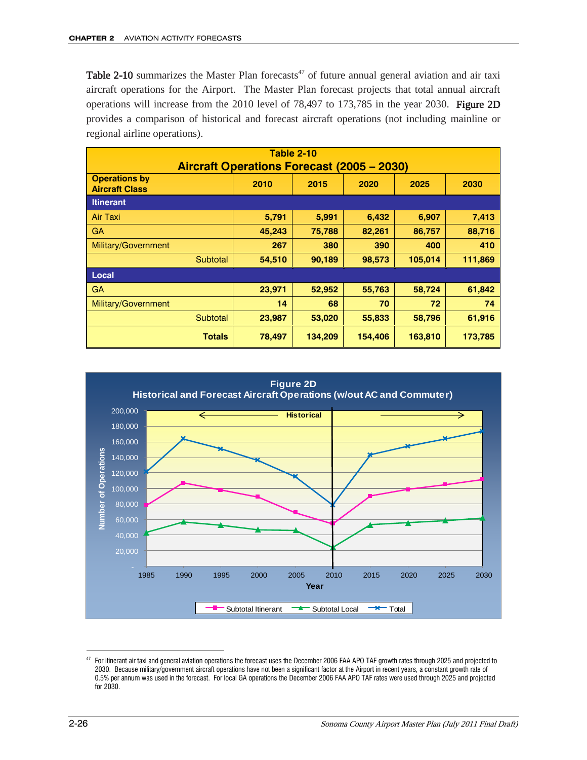**Table 2-10** summarizes the Master Plan forecasts[47] of future annual general aviation and air taxi aircraft operations for the Airport. The Master Plan forecast projects that total annual aircraft operations will increase from the 2010 level of 78,497 to 173,785 in the year 2030. **Figure 2D** provides a comparison of historical and forecast aircraft operations (not including mainline or regional airline operations).

**Table 2-10**
**Aircraft Operations Forecast (2005 – 2030)**

| Operations by Aircraft Class | 2010 | 2015 | 2020 | 2025 | 2030 |
|---|---|---|---|---|---|
| **Itinerant** | | | | | |
| Air Taxi | 5,791 | 5,991 | 6,432 | 6,907 | 7,413 |
| GA | 45,243 | 75,788 | 82,261 | 86,757 | 88,716 |
| Military/Government | 267 | 380 | 390 | 400 | 410 |
| Subtotal | 54,510 | 90,189 | 98,573 | 105,014 | 111,869 |
| **Local** | | | | | |
| GA | 23,971 | 52,952 | 55,763 | 58,724 | 61,842 |
| Military/Government | 14 | 68 | 70 | 72 | 74 |
| Subtotal | 23,987 | 53,020 | 55,833 | 58,796 | 61,916 |
| **Totals** | 78,497 | 134,209 | 154,406 | 163,810 | 173,785 |

**Figure 2D**
**Historical and Forecast Aircraft Operations (w/out AC and Commuter)**

---

[47] For itinerant air taxi and general aviation operations the forecast uses the December 2006 FAA APO TAF growth rates through 2025 and projected to 2030. Because military/government aircraft operations have not been a significant factor at the Airport in recent years, a constant growth rate of 0.5% per annum was used in the forecast. For local GA operations the December 2006 FAA APO TAF rates were used through 2025 and projected for 2030.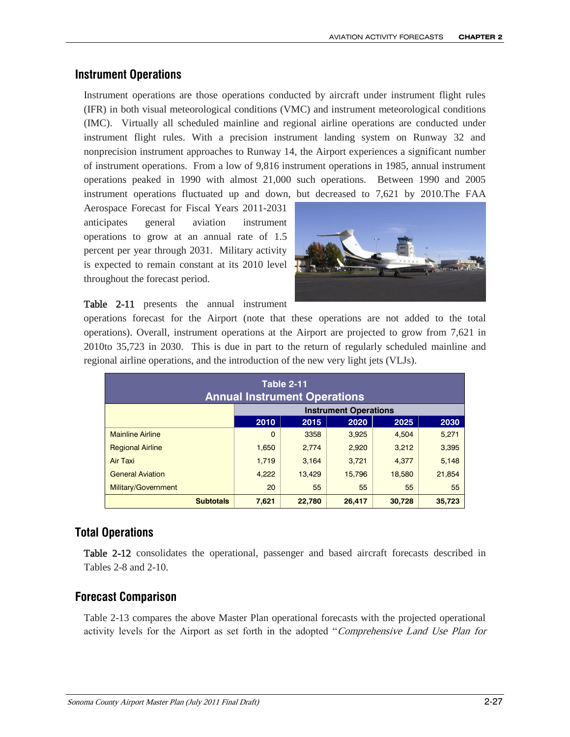## Instrument Operations

Instrument operations are those operations conducted by aircraft under instrument flight rules (IFR) in both visual meteorological conditions (VMC) and instrument meteorological conditions (IMC). Virtually all scheduled mainline and regional airline operations are conducted under instrument flight rules. With a precision instrument landing system on Runway 32 and nonprecision instrument approaches to Runway 14, the Airport experiences a significant number of instrument operations. From a low of 9,816 instrument operations in 1985, annual instrument operations peaked in 1990 with almost 21,000 such operations. Between 1990 and 2005 instrument operations fluctuated up and down, but decreased to 7,621 by 2010.The FAA Aerospace Forecast for Fiscal Years 2011-2031 anticipates general aviation instrument operations to grow at an annual rate of 1.5 percent per year through 2031. Military activity is expected to remain constant at its 2010 level throughout the forecast period.

**Table 2-11** presents the annual instrument operations forecast for the Airport (note that these operations are not added to the total operations). Overall, instrument operations at the Airport are projected to grow from 7,621 in 2010to 35,723 in 2030. This is due in part to the return of regularly scheduled mainline and regional airline operations, and the introduction of the new very light jets (VLJs).

**Table 2-11**
**Annual Instrument Operations**

| | Instrument Operations | | | | |
|---|---|---|---|---|---|
| | 2010 | 2015 | 2020 | 2025 | 2030 |
| Mainline Airline | 0 | 3358 | 3,925 | 4,504 | 5,271 |
| Regional Airline | 1,650 | 2,774 | 2,920 | 3,212 | 3,395 |
| Air Taxi | 1,719 | 3,164 | 3,721 | 4,377 | 5,148 |
| General Aviation | 4,222 | 13,429 | 15,796 | 18,580 | 21,854 |
| Military/Government | 20 | 55 | 55 | 55 | 55 |
| **Subtotals** | **7,621** | **22,780** | **26,417** | **30,728** | **35,723** |

## Total Operations

**Table 2-12** consolidates the operational, passenger and based aircraft forecasts described in Tables 2-8 and 2-10.

## Forecast Comparison

Table 2-13 compares the above Master Plan operational forecasts with the projected operational activity levels for the Airport as set forth in the adopted "*Comprehensive Land Use Plan for*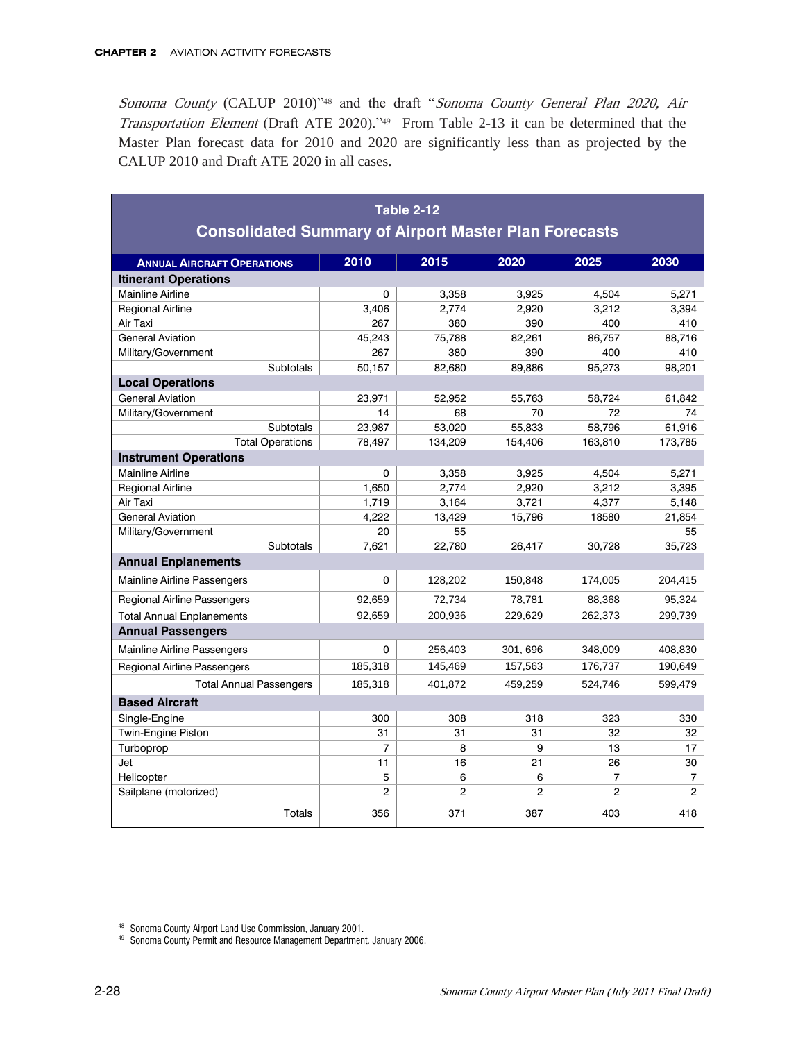*Sonoma County* (CALUP 2010)"[48] and the draft "*Sonoma County General Plan 2020, Air Transportation Element* (Draft ATE 2020)."[49] From Table 2-13 it can be determined that the Master Plan forecast data for 2010 and 2020 are significantly less than as projected by the CALUP 2010 and Draft ATE 2020 in all cases.

**Table 2-12**
**Consolidated Summary of Airport Master Plan Forecasts**

| ANNUAL AIRCRAFT OPERATIONS | 2010 | 2015 | 2020 | 2025 | 2030 |
|---|---|---|---|---|---|
| **Itinerant Operations** | | | | | |
| Mainline Airline | 0 | 3,358 | 3,925 | 4,504 | 5,271 |
| Regional Airline | 3,406 | 2,774 | 2,920 | 3,212 | 3,394 |
| Air Taxi | 267 | 380 | 390 | 400 | 410 |
| General Aviation | 45,243 | 75,788 | 82,261 | 86,757 | 88,716 |
| Military/Government | 267 | 380 | 390 | 400 | 410 |
| Subtotals | 50,157 | 82,680 | 89,886 | 95,273 | 98,201 |
| **Local Operations** | | | | | |
| General Aviation | 23,971 | 52,952 | 55,763 | 58,724 | 61,842 |
| Military/Government | 14 | 68 | 70 | 72 | 74 |
| Subtotals | 23,987 | 53,020 | 55,833 | 58,796 | 61,916 |
| Total Operations | 78,497 | 134,209 | 154,406 | 163,810 | 173,785 |
| **Instrument Operations** | | | | | |
| Mainline Airline | 0 | 3,358 | 3,925 | 4,504 | 5,271 |
| Regional Airline | 1,650 | 2,774 | 2,920 | 3,212 | 3,395 |
| Air Taxi | 1,719 | 3,164 | 3,721 | 4,377 | 5,148 |
| General Aviation | 4,222 | 13,429 | 15,796 | 18580 | 21,854 |
| Military/Government | 20 | 55 | | | 55 |
| Subtotals | 7,621 | 22,780 | 26,417 | 30,728 | 35,723 |
| **Annual Enplanements** | | | | | |
| Mainline Airline Passengers | 0 | 128,202 | 150,848 | 174,005 | 204,415 |
| Regional Airline Passengers | 92,659 | 72,734 | 78,781 | 88,368 | 95,324 |
| Total Annual Enplanements | 92,659 | 200,936 | 229,629 | 262,373 | 299,739 |
| **Annual Passengers** | | | | | |
| Mainline Airline Passengers | 0 | 256,403 | 301, 696 | 348,009 | 408,830 |
| Regional Airline Passengers | 185,318 | 145,469 | 157,563 | 176,737 | 190,649 |
| Total Annual Passengers | 185,318 | 401,872 | 459,259 | 524,746 | 599,479 |
| **Based Aircraft** | | | | | |
| Single-Engine | 300 | 308 | 318 | 323 | 330 |
| Twin-Engine Piston | 31 | 31 | 31 | 32 | 32 |
| Turboprop | 7 | 8 | 9 | 13 | 17 |
| Jet | 11 | 16 | 21 | 26 | 30 |
| Helicopter | 5 | 6 | 6 | 7 | 7 |
| Sailplane (motorized) | 2 | 2 | 2 | 2 | 2 |
| Totals | 356 | 371 | 387 | 403 | 418 |

[48] Sonoma County Airport Land Use Commission, January 2001.
[49] Sonoma County Permit and Resource Management Department. January 2006.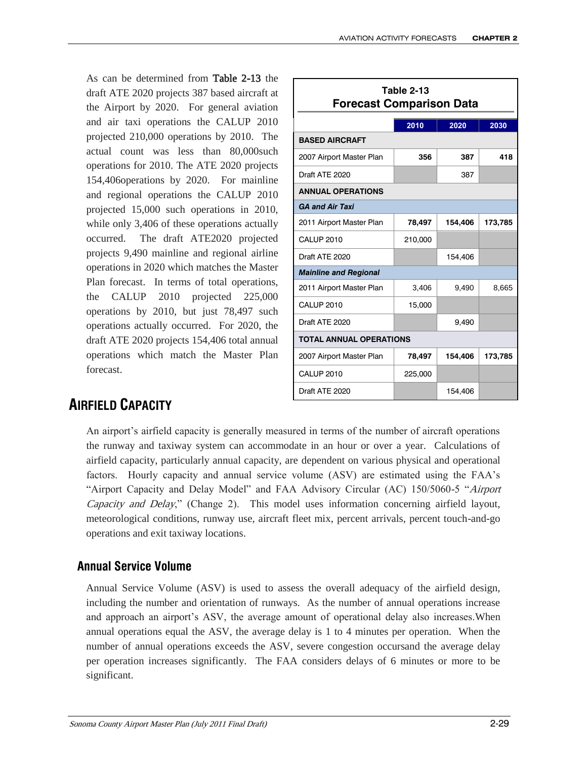As can be determined from Table 2-13 the draft ATE 2020 projects 387 based aircraft at the Airport by 2020. For general aviation and air taxi operations the CALUP 2010 projected 210,000 operations by 2010. The actual count was less than 80,000such operations for 2010. The ATE 2020 projects 154,406operations by 2020. For mainline and regional operations the CALUP 2010 projected 15,000 such operations in 2010, while only 3,406 of these operations actually occurred. The draft ATE2020 projected projects 9,490 mainline and regional airline operations in 2020 which matches the Master Plan forecast. In terms of total operations, the CALUP 2010 projected 225,000 operations by 2010, but just 78,497 such operations actually occurred. For 2020, the draft ATE 2020 projects 154,406 total annual operations which match the Master Plan forecast.

**Table 2-13**
**Forecast Comparison Data**

| | 2010 | 2020 | 2030 |
|---|---|---|---|
| **BASED AIRCRAFT** | | | |
| 2007 Airport Master Plan | **356** | **387** | **418** |
| Draft ATE 2020 | | 387 | |
| **ANNUAL OPERATIONS** | | | |
| ***GA and Air Taxi*** | | | |
| 2011 Airport Master Plan | **78,497** | **154,406** | **173,785** |
| CALUP 2010 | 210,000 | | |
| Draft ATE 2020 | | 154,406 | |
| ***Mainline and Regional*** | | | |
| 2011 Airport Master Plan | 3,406 | 9,490 | 8,665 |
| CALUP 2010 | 15,000 | | |
| Draft ATE 2020 | | 9,490 | |
| **TOTAL ANNUAL OPERATIONS** | | | |
| 2007 Airport Master Plan | **78,497** | **154,406** | **173,785** |
| CALUP 2010 | 225,000 | | |
| Draft ATE 2020 | | 154,406 | |

## AIRFIELD CAPACITY

An airport's airfield capacity is generally measured in terms of the number of aircraft operations the runway and taxiway system can accommodate in an hour or over a year. Calculations of airfield capacity, particularly annual capacity, are dependent on various physical and operational factors. Hourly capacity and annual service volume (ASV) are estimated using the FAA's "Airport Capacity and Delay Model" and FAA Advisory Circular (AC) 150/5060-5 "*Airport Capacity and Delay*," (Change 2). This model uses information concerning airfield layout, meteorological conditions, runway use, aircraft fleet mix, percent arrivals, percent touch-and-go operations and exit taxiway locations.

### Annual Service Volume

Annual Service Volume (ASV) is used to assess the overall adequacy of the airfield design, including the number and orientation of runways. As the number of annual operations increase and approach an airport's ASV, the average amount of operational delay also increases.When annual operations equal the ASV, the average delay is 1 to 4 minutes per operation. When the number of annual operations exceeds the ASV, severe congestion occursand the average delay per operation increases significantly. The FAA considers delays of 6 minutes or more to be significant.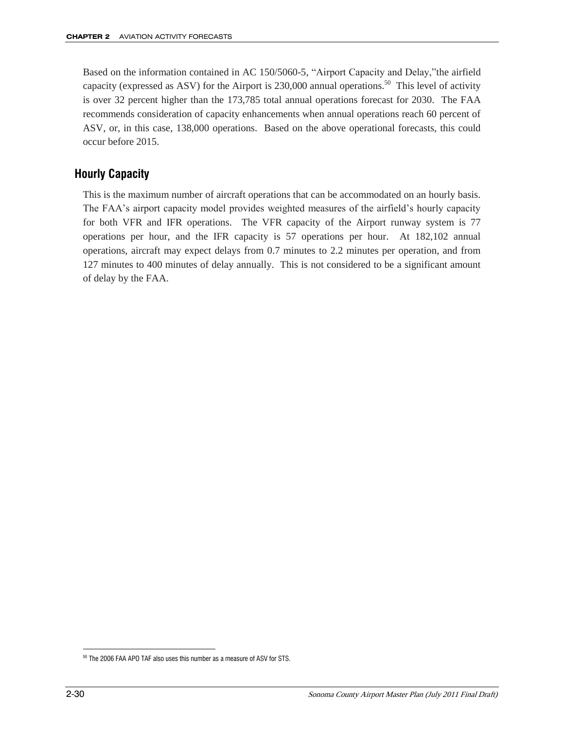Based on the information contained in AC 150/5060-5, "Airport Capacity and Delay,"the airfield capacity (expressed as ASV) for the Airport is 230,000 annual operations.[50] This level of activity is over 32 percent higher than the 173,785 total annual operations forecast for 2030. The FAA recommends consideration of capacity enhancements when annual operations reach 60 percent of ASV, or, in this case, 138,000 operations. Based on the above operational forecasts, this could occur before 2015.

## Hourly Capacity

This is the maximum number of aircraft operations that can be accommodated on an hourly basis. The FAA's airport capacity model provides weighted measures of the airfield's hourly capacity for both VFR and IFR operations. The VFR capacity of the Airport runway system is 77 operations per hour, and the IFR capacity is 57 operations per hour. At 182,102 annual operations, aircraft may expect delays from 0.7 minutes to 2.2 minutes per operation, and from 127 minutes to 400 minutes of delay annually. This is not considered to be a significant amount of delay by the FAA.

[50] The 2006 FAA APO TAF also uses this number as a measure of ASV for STS.